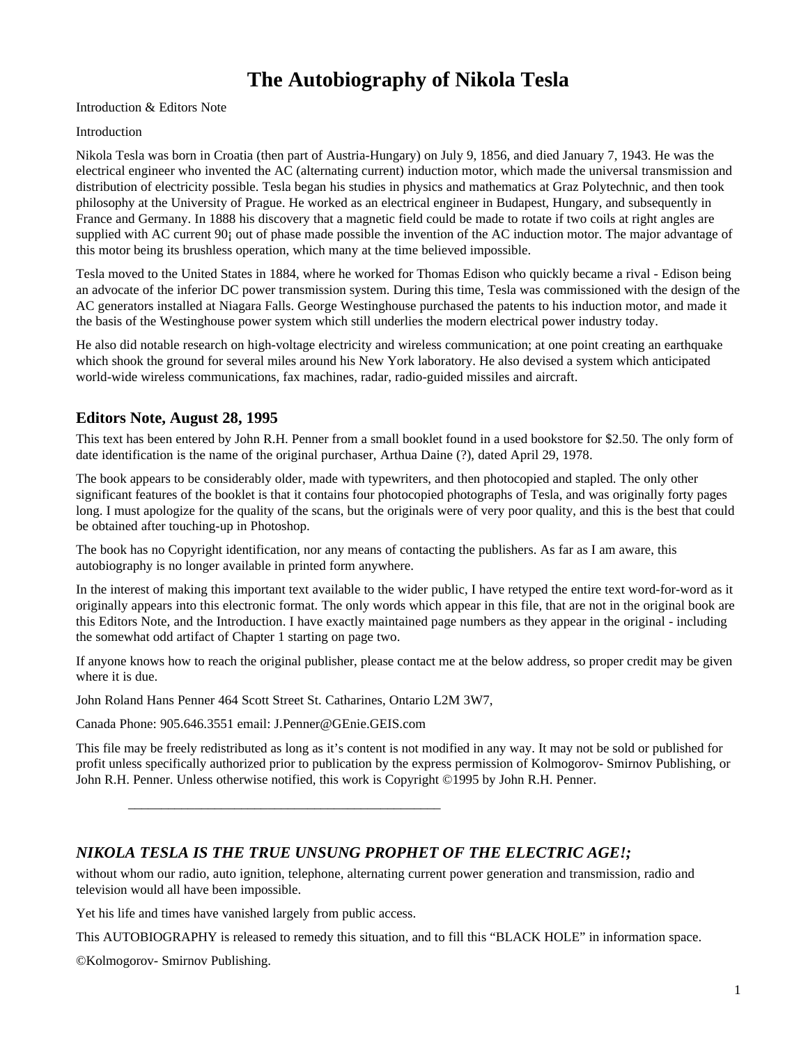# The Autobiography of Nikola Tesla

Introduction & Editors Note

Introduction

Nikola Tesla was born in Croatia (then part of Austria-Hungary) on July 9, 1856, and died January 7, 1943. He was the electrical engineer who invented the AC (alternating current) induction motor, which made the universal transmission and distribution of electricity possible. Tesla began his studies in physics and mathematics at Graz Polytechnic, and then took philosophy at the University of Prague. He worked as an electrical engineer in Budapest, Hungary, and subsequently in France and Germany. In 1888 his discovery that a magnetic field could be made to rotate if two coils at right angles are supplied with AC current 90¡ out of phase made possible the invention of the AC induction motor. The major advantage of this motor being its brushless operation, which many at the time believed impossible.

Tesla moved to the United States in 1884, where he worked for Thomas Edison who quickly became a rival - Edison being an advocate of the inferior DC power transmission system. During this time, Tesla was commissioned with the design of the AC generators installed at Niagara Falls. George Westinghouse purchased the patents to his induction motor, and made it the basis of the Westinghouse power system which still underlies the modern electrical power industry today.

He also did notable research on high-voltage electricity and wireless communication; at one point creating an earthquake which shook the ground for several miles around his New York laboratory. He also devised a system which anticipated world-wide wireless communications, fax machines, radar, radio-guided missiles and aircraft.

## Editors Note, August 28, 1995

This text has been entered by John R.H. Penner from a small booklet found in a used bookstore for $2.50. The only form of date identification is the name of the original purchaser, Arthua Daine (?), dated April 29, 1978.

The book appears to be considerably older, made with typewriters, and then photocopied and stapled. The only other significant features of the booklet is that it contains four photocopied photographs of Tesla, and was originally forty pages long. I must apologize for the quality of the scans, but the originals were of very poor quality, and this is the best that could be obtained after touching-up in Photoshop.

The book has no Copyright identification, nor any means of contacting the publishers. As far as I am aware, this autobiography is no longer available in printed form anywhere.

In the interest of making this important text available to the wider public, I have retyped the entire text word-for-word as it originally appears into this electronic format. The only words which appear in this file, that are not in the original book are this Editors Note, and the Introduction. I have exactly maintained page numbers as they appear in the original - including the somewhat odd artifact of Chapter 1 starting on page two.

If anyone knows how to reach the original publisher, please contact me at the below address, so proper credit may be given where it is due.

John Roland Hans Penner 464 Scott Street St. Catharines, Ontario L2M 3W7,

Canada Phone: 905.646.3551 email: J.Penner@GEnie.GEIS.com

This file may be freely redistributed as long as it's content is not modified in any way. It may not be sold or published for profit unless specifically authorized prior to publication by the express permission of Kolmogorov- Smirnov Publishing, or John R.H. Penner. Unless otherwise notified, this work is Copyright ©1995 by John R.H. Penner.

---

## *NIKOLA TESLA IS THE TRUE UNSUNG PROPHET OF THE ELECTRIC AGE!;*

without whom our radio, auto ignition, telephone, alternating current power generation and transmission, radio and television would all have been impossible.

Yet his life and times have vanished largely from public access.

This AUTOBIOGRAPHY is released to remedy this situation, and to fill this "BLACK HOLE" in information space.

©Kolmogorov- Smirnov Publishing.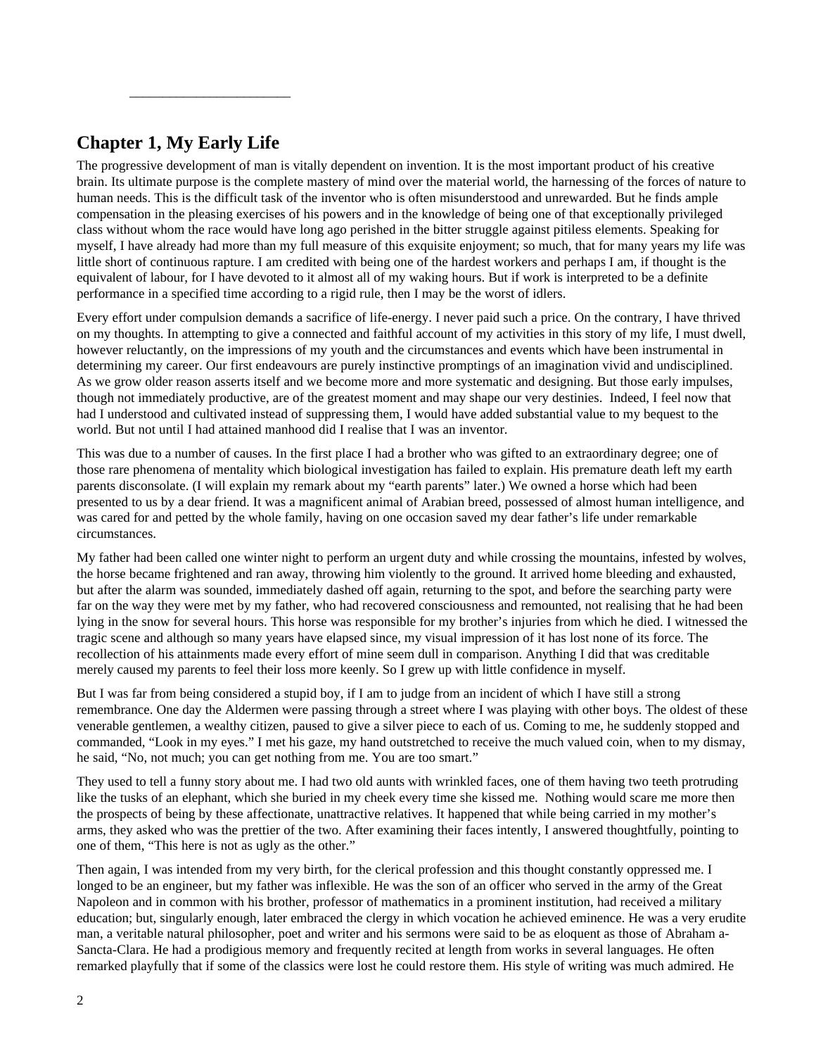## Chapter 1, My Early Life

The progressive development of man is vitally dependent on invention. It is the most important product of his creative brain. Its ultimate purpose is the complete mastery of mind over the material world, the harnessing of the forces of nature to human needs. This is the difficult task of the inventor who is often misunderstood and unrewarded. But he finds ample compensation in the pleasing exercises of his powers and in the knowledge of being one of that exceptionally privileged class without whom the race would have long ago perished in the bitter struggle against pitiless elements. Speaking for myself, I have already had more than my full measure of this exquisite enjoyment; so much, that for many years my life was little short of continuous rapture. I am credited with being one of the hardest workers and perhaps I am, if thought is the equivalent of labour, for I have devoted to it almost all of my waking hours. But if work is interpreted to be a definite performance in a specified time according to a rigid rule, then I may be the worst of idlers.

Every effort under compulsion demands a sacrifice of life-energy. I never paid such a price. On the contrary, I have thrived on my thoughts. In attempting to give a connected and faithful account of my activities in this story of my life, I must dwell, however reluctantly, on the impressions of my youth and the circumstances and events which have been instrumental in determining my career. Our first endeavours are purely instinctive promptings of an imagination vivid and undisciplined. As we grow older reason asserts itself and we become more and more systematic and designing. But those early impulses, though not immediately productive, are of the greatest moment and may shape our very destinies. Indeed, I feel now that had I understood and cultivated instead of suppressing them, I would have added substantial value to my bequest to the world. But not until I had attained manhood did I realise that I was an inventor.

This was due to a number of causes. In the first place I had a brother who was gifted to an extraordinary degree; one of those rare phenomena of mentality which biological investigation has failed to explain. His premature death left my earth parents disconsolate. (I will explain my remark about my "earth parents" later.) We owned a horse which had been presented to us by a dear friend. It was a magnificent animal of Arabian breed, possessed of almost human intelligence, and was cared for and petted by the whole family, having on one occasion saved my dear father's life under remarkable circumstances.

My father had been called one winter night to perform an urgent duty and while crossing the mountains, infested by wolves, the horse became frightened and ran away, throwing him violently to the ground. It arrived home bleeding and exhausted, but after the alarm was sounded, immediately dashed off again, returning to the spot, and before the searching party were far on the way they were met by my father, who had recovered consciousness and remounted, not realising that he had been lying in the snow for several hours. This horse was responsible for my brother's injuries from which he died. I witnessed the tragic scene and although so many years have elapsed since, my visual impression of it has lost none of its force. The recollection of his attainments made every effort of mine seem dull in comparison. Anything I did that was creditable merely caused my parents to feel their loss more keenly. So I grew up with little confidence in myself.

But I was far from being considered a stupid boy, if I am to judge from an incident of which I have still a strong remembrance. One day the Aldermen were passing through a street where I was playing with other boys. The oldest of these venerable gentlemen, a wealthy citizen, paused to give a silver piece to each of us. Coming to me, he suddenly stopped and commanded, "Look in my eyes." I met his gaze, my hand outstretched to receive the much valued coin, when to my dismay, he said, "No, not much; you can get nothing from me. You are too smart."

They used to tell a funny story about me. I had two old aunts with wrinkled faces, one of them having two teeth protruding like the tusks of an elephant, which she buried in my cheek every time she kissed me. Nothing would scare me more then the prospects of being by these affectionate, unattractive relatives. It happened that while being carried in my mother's arms, they asked who was the prettier of the two. After examining their faces intently, I answered thoughtfully, pointing to one of them, "This here is not as ugly as the other."

Then again, I was intended from my very birth, for the clerical profession and this thought constantly oppressed me. I longed to be an engineer, but my father was inflexible. He was the son of an officer who served in the army of the Great Napoleon and in common with his brother, professor of mathematics in a prominent institution, had received a military education; but, singularly enough, later embraced the clergy in which vocation he achieved eminence. He was a very erudite man, a veritable natural philosopher, poet and writer and his sermons were said to be as eloquent as those of Abraham a-Sancta-Clara. He had a prodigious memory and frequently recited at length from works in several languages. He often remarked playfully that if some of the classics were lost he could restore them. His style of writing was much admired. He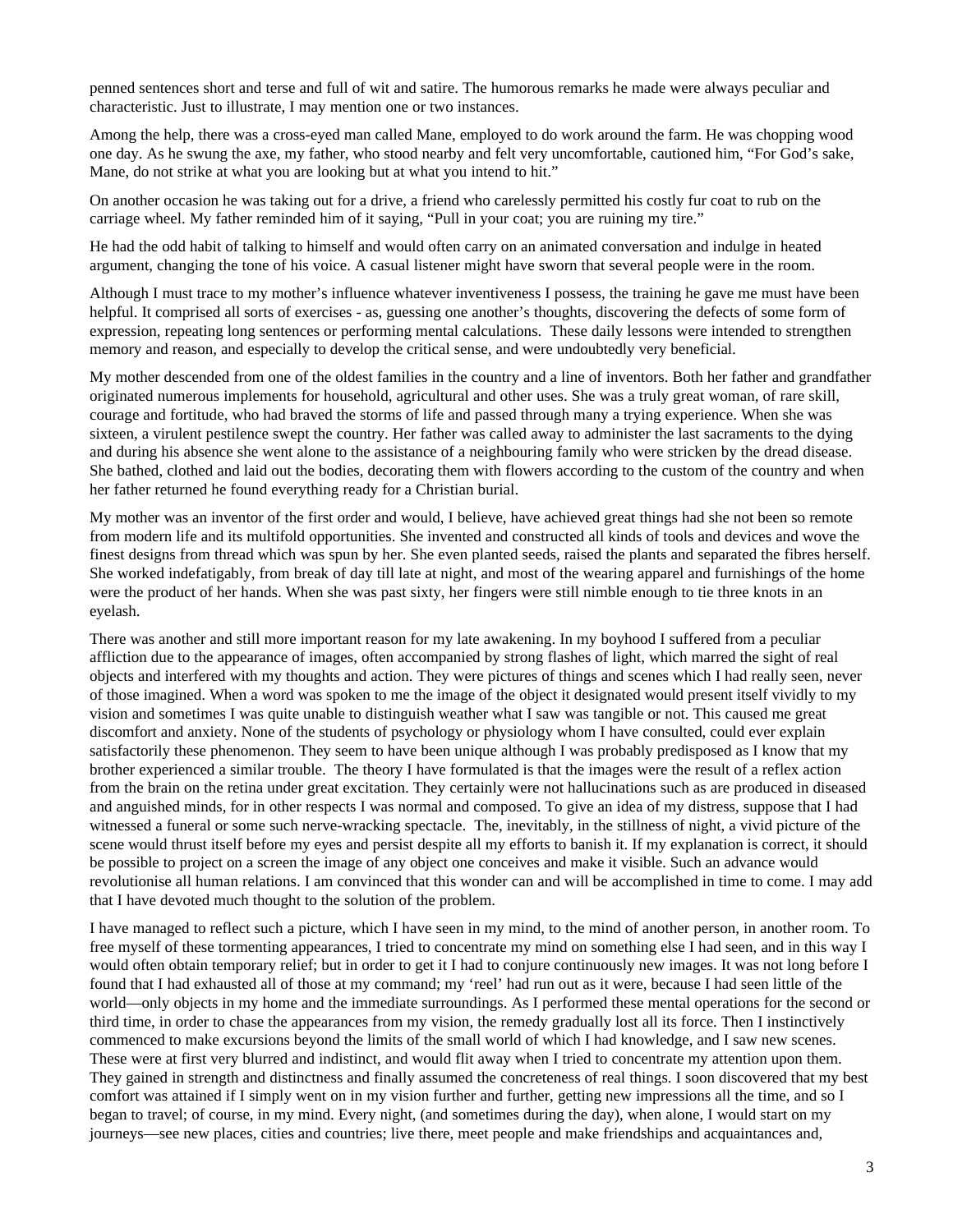penned sentences short and terse and full of wit and satire. The humorous remarks he made were always peculiar and characteristic. Just to illustrate, I may mention one or two instances.

Among the help, there was a cross-eyed man called Mane, employed to do work around the farm. He was chopping wood one day. As he swung the axe, my father, who stood nearby and felt very uncomfortable, cautioned him, "For God's sake, Mane, do not strike at what you are looking but at what you intend to hit."

On another occasion he was taking out for a drive, a friend who carelessly permitted his costly fur coat to rub on the carriage wheel. My father reminded him of it saying, "Pull in your coat; you are ruining my tire."

He had the odd habit of talking to himself and would often carry on an animated conversation and indulge in heated argument, changing the tone of his voice. A casual listener might have sworn that several people were in the room.

Although I must trace to my mother's influence whatever inventiveness I possess, the training he gave me must have been helpful. It comprised all sorts of exercises - as, guessing one another's thoughts, discovering the defects of some form of expression, repeating long sentences or performing mental calculations. These daily lessons were intended to strengthen memory and reason, and especially to develop the critical sense, and were undoubtedly very beneficial.

My mother descended from one of the oldest families in the country and a line of inventors. Both her father and grandfather originated numerous implements for household, agricultural and other uses. She was a truly great woman, of rare skill, courage and fortitude, who had braved the storms of life and passed through many a trying experience. When she was sixteen, a virulent pestilence swept the country. Her father was called away to administer the last sacraments to the dying and during his absence she went alone to the assistance of a neighbouring family who were stricken by the dread disease. She bathed, clothed and laid out the bodies, decorating them with flowers according to the custom of the country and when her father returned he found everything ready for a Christian burial.

My mother was an inventor of the first order and would, I believe, have achieved great things had she not been so remote from modern life and its multifold opportunities. She invented and constructed all kinds of tools and devices and wove the finest designs from thread which was spun by her. She even planted seeds, raised the plants and separated the fibres herself. She worked indefatigably, from break of day till late at night, and most of the wearing apparel and furnishings of the home were the product of her hands. When she was past sixty, her fingers were still nimble enough to tie three knots in an eyelash.

There was another and still more important reason for my late awakening. In my boyhood I suffered from a peculiar affliction due to the appearance of images, often accompanied by strong flashes of light, which marred the sight of real objects and interfered with my thoughts and action. They were pictures of things and scenes which I had really seen, never of those imagined. When a word was spoken to me the image of the object it designated would present itself vividly to my vision and sometimes I was quite unable to distinguish weather what I saw was tangible or not. This caused me great discomfort and anxiety. None of the students of psychology or physiology whom I have consulted, could ever explain satisfactorily these phenomenon. They seem to have been unique although I was probably predisposed as I know that my brother experienced a similar trouble. The theory I have formulated is that the images were the result of a reflex action from the brain on the retina under great excitation. They certainly were not hallucinations such as are produced in diseased and anguished minds, for in other respects I was normal and composed. To give an idea of my distress, suppose that I had witnessed a funeral or some such nerve-wracking spectacle. The, inevitably, in the stillness of night, a vivid picture of the scene would thrust itself before my eyes and persist despite all my efforts to banish it. If my explanation is correct, it should be possible to project on a screen the image of any object one conceives and make it visible. Such an advance would revolutionise all human relations. I am convinced that this wonder can and will be accomplished in time to come. I may add that I have devoted much thought to the solution of the problem.

I have managed to reflect such a picture, which I have seen in my mind, to the mind of another person, in another room. To free myself of these tormenting appearances, I tried to concentrate my mind on something else I had seen, and in this way I would often obtain temporary relief; but in order to get it I had to conjure continuously new images. It was not long before I found that I had exhausted all of those at my command; my 'reel' had run out as it were, because I had seen little of the world—only objects in my home and the immediate surroundings. As I performed these mental operations for the second or third time, in order to chase the appearances from my vision, the remedy gradually lost all its force. Then I instinctively commenced to make excursions beyond the limits of the small world of which I had knowledge, and I saw new scenes. These were at first very blurred and indistinct, and would flit away when I tried to concentrate my attention upon them. They gained in strength and distinctness and finally assumed the concreteness of real things. I soon discovered that my best comfort was attained if I simply went on in my vision further and further, getting new impressions all the time, and so I began to travel; of course, in my mind. Every night, (and sometimes during the day), when alone, I would start on my journeys—see new places, cities and countries; live there, meet people and make friendships and acquaintances and,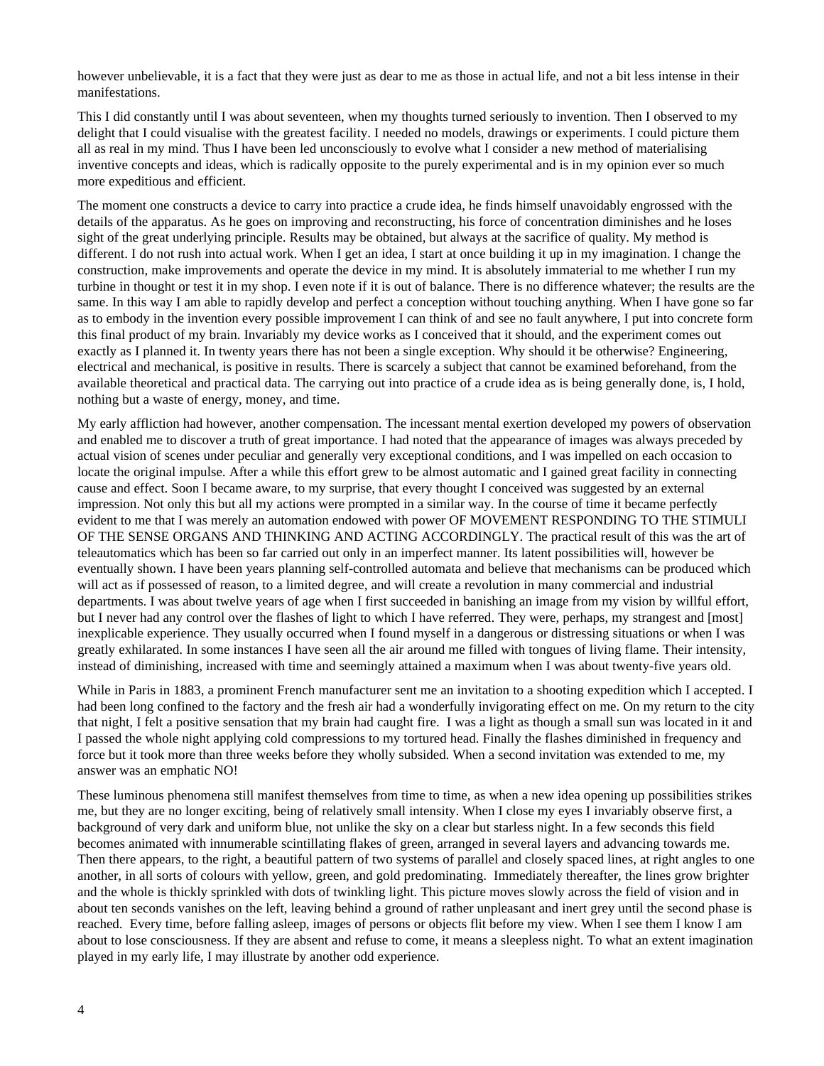however unbelievable, it is a fact that they were just as dear to me as those in actual life, and not a bit less intense in their manifestations.

This I did constantly until I was about seventeen, when my thoughts turned seriously to invention. Then I observed to my delight that I could visualise with the greatest facility. I needed no models, drawings or experiments. I could picture them all as real in my mind. Thus I have been led unconsciously to evolve what I consider a new method of materialising inventive concepts and ideas, which is radically opposite to the purely experimental and is in my opinion ever so much more expeditious and efficient.

The moment one constructs a device to carry into practice a crude idea, he finds himself unavoidably engrossed with the details of the apparatus. As he goes on improving and reconstructing, his force of concentration diminishes and he loses sight of the great underlying principle. Results may be obtained, but always at the sacrifice of quality. My method is different. I do not rush into actual work. When I get an idea, I start at once building it up in my imagination. I change the construction, make improvements and operate the device in my mind. It is absolutely immaterial to me whether I run my turbine in thought or test it in my shop. I even note if it is out of balance. There is no difference whatever; the results are the same. In this way I am able to rapidly develop and perfect a conception without touching anything. When I have gone so far as to embody in the invention every possible improvement I can think of and see no fault anywhere, I put into concrete form this final product of my brain. Invariably my device works as I conceived that it should, and the experiment comes out exactly as I planned it. In twenty years there has not been a single exception. Why should it be otherwise? Engineering, electrical and mechanical, is positive in results. There is scarcely a subject that cannot be examined beforehand, from the available theoretical and practical data. The carrying out into practice of a crude idea as is being generally done, is, I hold, nothing but a waste of energy, money, and time.

My early affliction had however, another compensation. The incessant mental exertion developed my powers of observation and enabled me to discover a truth of great importance. I had noted that the appearance of images was always preceded by actual vision of scenes under peculiar and generally very exceptional conditions, and I was impelled on each occasion to locate the original impulse. After a while this effort grew to be almost automatic and I gained great facility in connecting cause and effect. Soon I became aware, to my surprise, that every thought I conceived was suggested by an external impression. Not only this but all my actions were prompted in a similar way. In the course of time it became perfectly evident to me that I was merely an automation endowed with power OF MOVEMENT RESPONDING TO THE STIMULI OF THE SENSE ORGANS AND THINKING AND ACTING ACCORDINGLY. The practical result of this was the art of teleautomatics which has been so far carried out only in an imperfect manner. Its latent possibilities will, however be eventually shown. I have been years planning self-controlled automata and believe that mechanisms can be produced which will act as if possessed of reason, to a limited degree, and will create a revolution in many commercial and industrial departments. I was about twelve years of age when I first succeeded in banishing an image from my vision by willful effort, but I never had any control over the flashes of light to which I have referred. They were, perhaps, my strangest and [most] inexplicable experience. They usually occurred when I found myself in a dangerous or distressing situations or when I was greatly exhilarated. In some instances I have seen all the air around me filled with tongues of living flame. Their intensity, instead of diminishing, increased with time and seemingly attained a maximum when I was about twenty-five years old.

While in Paris in 1883, a prominent French manufacturer sent me an invitation to a shooting expedition which I accepted. I had been long confined to the factory and the fresh air had a wonderfully invigorating effect on me. On my return to the city that night, I felt a positive sensation that my brain had caught fire. I was a light as though a small sun was located in it and I passed the whole night applying cold compressions to my tortured head. Finally the flashes diminished in frequency and force but it took more than three weeks before they wholly subsided. When a second invitation was extended to me, my answer was an emphatic NO!

These luminous phenomena still manifest themselves from time to time, as when a new idea opening up possibilities strikes me, but they are no longer exciting, being of relatively small intensity. When I close my eyes I invariably observe first, a background of very dark and uniform blue, not unlike the sky on a clear but starless night. In a few seconds this field becomes animated with innumerable scintillating flakes of green, arranged in several layers and advancing towards me. Then there appears, to the right, a beautiful pattern of two systems of parallel and closely spaced lines, at right angles to one another, in all sorts of colours with yellow, green, and gold predominating. Immediately thereafter, the lines grow brighter and the whole is thickly sprinkled with dots of twinkling light. This picture moves slowly across the field of vision and in about ten seconds vanishes on the left, leaving behind a ground of rather unpleasant and inert grey until the second phase is reached. Every time, before falling asleep, images of persons or objects flit before my view. When I see them I know I am about to lose consciousness. If they are absent and refuse to come, it means a sleepless night. To what an extent imagination played in my early life, I may illustrate by another odd experience.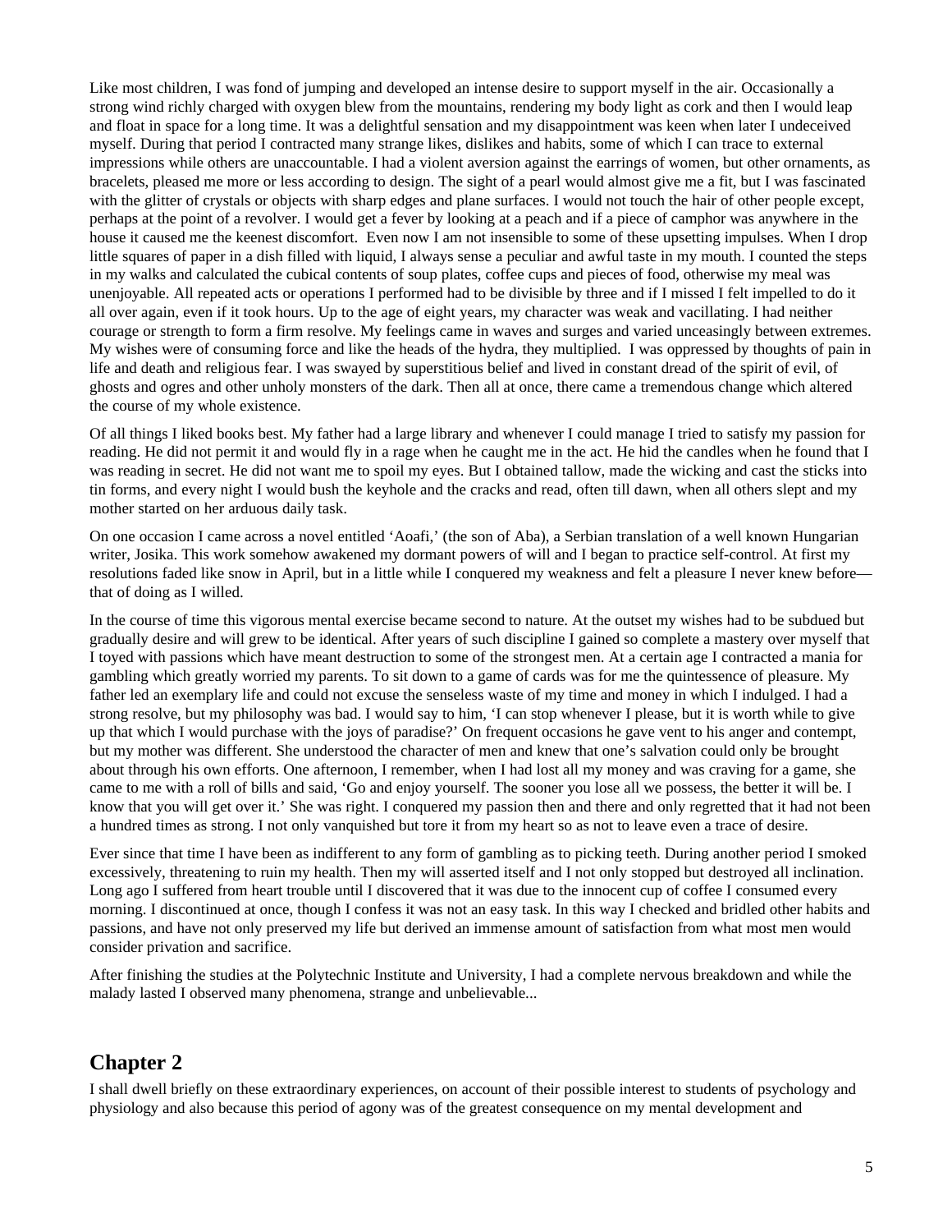Like most children, I was fond of jumping and developed an intense desire to support myself in the air. Occasionally a strong wind richly charged with oxygen blew from the mountains, rendering my body light as cork and then I would leap and float in space for a long time. It was a delightful sensation and my disappointment was keen when later I undeceived myself. During that period I contracted many strange likes, dislikes and habits, some of which I can trace to external impressions while others are unaccountable. I had a violent aversion against the earrings of women, but other ornaments, as bracelets, pleased me more or less according to design. The sight of a pearl would almost give me a fit, but I was fascinated with the glitter of crystals or objects with sharp edges and plane surfaces. I would not touch the hair of other people except, perhaps at the point of a revolver. I would get a fever by looking at a peach and if a piece of camphor was anywhere in the house it caused me the keenest discomfort. Even now I am not insensible to some of these upsetting impulses. When I drop little squares of paper in a dish filled with liquid, I always sense a peculiar and awful taste in my mouth. I counted the steps in my walks and calculated the cubical contents of soup plates, coffee cups and pieces of food, otherwise my meal was unenjoyable. All repeated acts or operations I performed had to be divisible by three and if I missed I felt impelled to do it all over again, even if it took hours. Up to the age of eight years, my character was weak and vacillating. I had neither courage or strength to form a firm resolve. My feelings came in waves and surges and varied unceasingly between extremes. My wishes were of consuming force and like the heads of the hydra, they multiplied. I was oppressed by thoughts of pain in life and death and religious fear. I was swayed by superstitious belief and lived in constant dread of the spirit of evil, of ghosts and ogres and other unholy monsters of the dark. Then all at once, there came a tremendous change which altered the course of my whole existence.

Of all things I liked books best. My father had a large library and whenever I could manage I tried to satisfy my passion for reading. He did not permit it and would fly in a rage when he caught me in the act. He hid the candles when he found that I was reading in secret. He did not want me to spoil my eyes. But I obtained tallow, made the wicking and cast the sticks into tin forms, and every night I would bush the keyhole and the cracks and read, often till dawn, when all others slept and my mother started on her arduous daily task.

On one occasion I came across a novel entitled 'Aoafi,' (the son of Aba), a Serbian translation of a well known Hungarian writer, Josika. This work somehow awakened my dormant powers of will and I began to practice self-control. At first my resolutions faded like snow in April, but in a little while I conquered my weakness and felt a pleasure I never knew before—that of doing as I willed.

In the course of time this vigorous mental exercise became second to nature. At the outset my wishes had to be subdued but gradually desire and will grew to be identical. After years of such discipline I gained so complete a mastery over myself that I toyed with passions which have meant destruction to some of the strongest men. At a certain age I contracted a mania for gambling which greatly worried my parents. To sit down to a game of cards was for me the quintessence of pleasure. My father led an exemplary life and could not excuse the senseless waste of my time and money in which I indulged. I had a strong resolve, but my philosophy was bad. I would say to him, 'I can stop whenever I please, but it is worth while to give up that which I would purchase with the joys of paradise?' On frequent occasions he gave vent to his anger and contempt, but my mother was different. She understood the character of men and knew that one's salvation could only be brought about through his own efforts. One afternoon, I remember, when I had lost all my money and was craving for a game, she came to me with a roll of bills and said, 'Go and enjoy yourself. The sooner you lose all we possess, the better it will be. I know that you will get over it.' She was right. I conquered my passion then and there and only regretted that it had not been a hundred times as strong. I not only vanquished but tore it from my heart so as not to leave even a trace of desire.

Ever since that time I have been as indifferent to any form of gambling as to picking teeth. During another period I smoked excessively, threatening to ruin my health. Then my will asserted itself and I not only stopped but destroyed all inclination. Long ago I suffered from heart trouble until I discovered that it was due to the innocent cup of coffee I consumed every morning. I discontinued at once, though I confess it was not an easy task. In this way I checked and bridled other habits and passions, and have not only preserved my life but derived an immense amount of satisfaction from what most men would consider privation and sacrifice.

After finishing the studies at the Polytechnic Institute and University, I had a complete nervous breakdown and while the malady lasted I observed many phenomena, strange and unbelievable...

## Chapter 2

I shall dwell briefly on these extraordinary experiences, on account of their possible interest to students of psychology and physiology and also because this period of agony was of the greatest consequence on my mental development and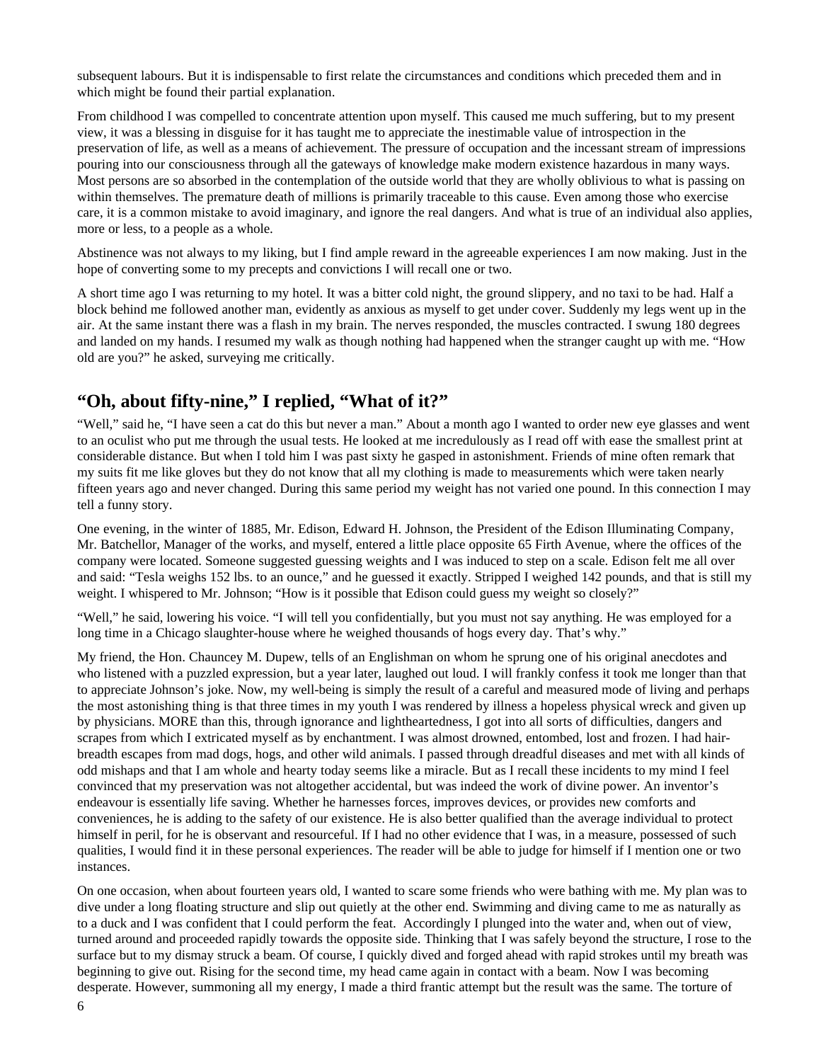subsequent labours. But it is indispensable to first relate the circumstances and conditions which preceded them and in which might be found their partial explanation.

From childhood I was compelled to concentrate attention upon myself. This caused me much suffering, but to my present view, it was a blessing in disguise for it has taught me to appreciate the inestimable value of introspection in the preservation of life, as well as a means of achievement. The pressure of occupation and the incessant stream of impressions pouring into our consciousness through all the gateways of knowledge make modern existence hazardous in many ways. Most persons are so absorbed in the contemplation of the outside world that they are wholly oblivious to what is passing on within themselves. The premature death of millions is primarily traceable to this cause. Even among those who exercise care, it is a common mistake to avoid imaginary, and ignore the real dangers. And what is true of an individual also applies, more or less, to a people as a whole.

Abstinence was not always to my liking, but I find ample reward in the agreeable experiences I am now making. Just in the hope of converting some to my precepts and convictions I will recall one or two.

A short time ago I was returning to my hotel. It was a bitter cold night, the ground slippery, and no taxi to be had. Half a block behind me followed another man, evidently as anxious as myself to get under cover. Suddenly my legs went up in the air. At the same instant there was a flash in my brain. The nerves responded, the muscles contracted. I swung 180 degrees and landed on my hands. I resumed my walk as though nothing had happened when the stranger caught up with me. “How old are you?” he asked, surveying me critically.

## “Oh, about fifty-nine,” I replied, “What of it?”

“Well,” said he, “I have seen a cat do this but never a man.” About a month ago I wanted to order new eye glasses and went to an oculist who put me through the usual tests. He looked at me incredulously as I read off with ease the smallest print at considerable distance. But when I told him I was past sixty he gasped in astonishment. Friends of mine often remark that my suits fit me like gloves but they do not know that all my clothing is made to measurements which were taken nearly fifteen years ago and never changed. During this same period my weight has not varied one pound. In this connection I may tell a funny story.

One evening, in the winter of 1885, Mr. Edison, Edward H. Johnson, the President of the Edison Illuminating Company, Mr. Batchellor, Manager of the works, and myself, entered a little place opposite 65 Firth Avenue, where the offices of the company were located. Someone suggested guessing weights and I was induced to step on a scale. Edison felt me all over and said: “Tesla weighs 152 lbs. to an ounce,” and he guessed it exactly. Stripped I weighed 142 pounds, and that is still my weight. I whispered to Mr. Johnson; “How is it possible that Edison could guess my weight so closely?”

“Well,” he said, lowering his voice. “I will tell you confidentially, but you must not say anything. He was employed for a long time in a Chicago slaughter-house where he weighed thousands of hogs every day. That’s why.”

My friend, the Hon. Chauncey M. Dupew, tells of an Englishman on whom he sprung one of his original anecdotes and who listened with a puzzled expression, but a year later, laughed out loud. I will frankly confess it took me longer than that to appreciate Johnson’s joke. Now, my well-being is simply the result of a careful and measured mode of living and perhaps the most astonishing thing is that three times in my youth I was rendered by illness a hopeless physical wreck and given up by physicians. MORE than this, through ignorance and lightheartedness, I got into all sorts of difficulties, dangers and scrapes from which I extricated myself as by enchantment. I was almost drowned, entombed, lost and frozen. I had hair-breadth escapes from mad dogs, hogs, and other wild animals. I passed through dreadful diseases and met with all kinds of odd mishaps and that I am whole and hearty today seems like a miracle. But as I recall these incidents to my mind I feel convinced that my preservation was not altogether accidental, but was indeed the work of divine power. An inventor’s endeavour is essentially life saving. Whether he harnesses forces, improves devices, or provides new comforts and conveniences, he is adding to the safety of our existence. He is also better qualified than the average individual to protect himself in peril, for he is observant and resourceful. If I had no other evidence that I was, in a measure, possessed of such qualities, I would find it in these personal experiences. The reader will be able to judge for himself if I mention one or two instances.

On one occasion, when about fourteen years old, I wanted to scare some friends who were bathing with me. My plan was to dive under a long floating structure and slip out quietly at the other end. Swimming and diving came to me as naturally as to a duck and I was confident that I could perform the feat. Accordingly I plunged into the water and, when out of view, turned around and proceeded rapidly towards the opposite side. Thinking that I was safely beyond the structure, I rose to the surface but to my dismay struck a beam. Of course, I quickly dived and forged ahead with rapid strokes until my breath was beginning to give out. Rising for the second time, my head came again in contact with a beam. Now I was becoming desperate. However, summoning all my energy, I made a third frantic attempt but the result was the same. The torture of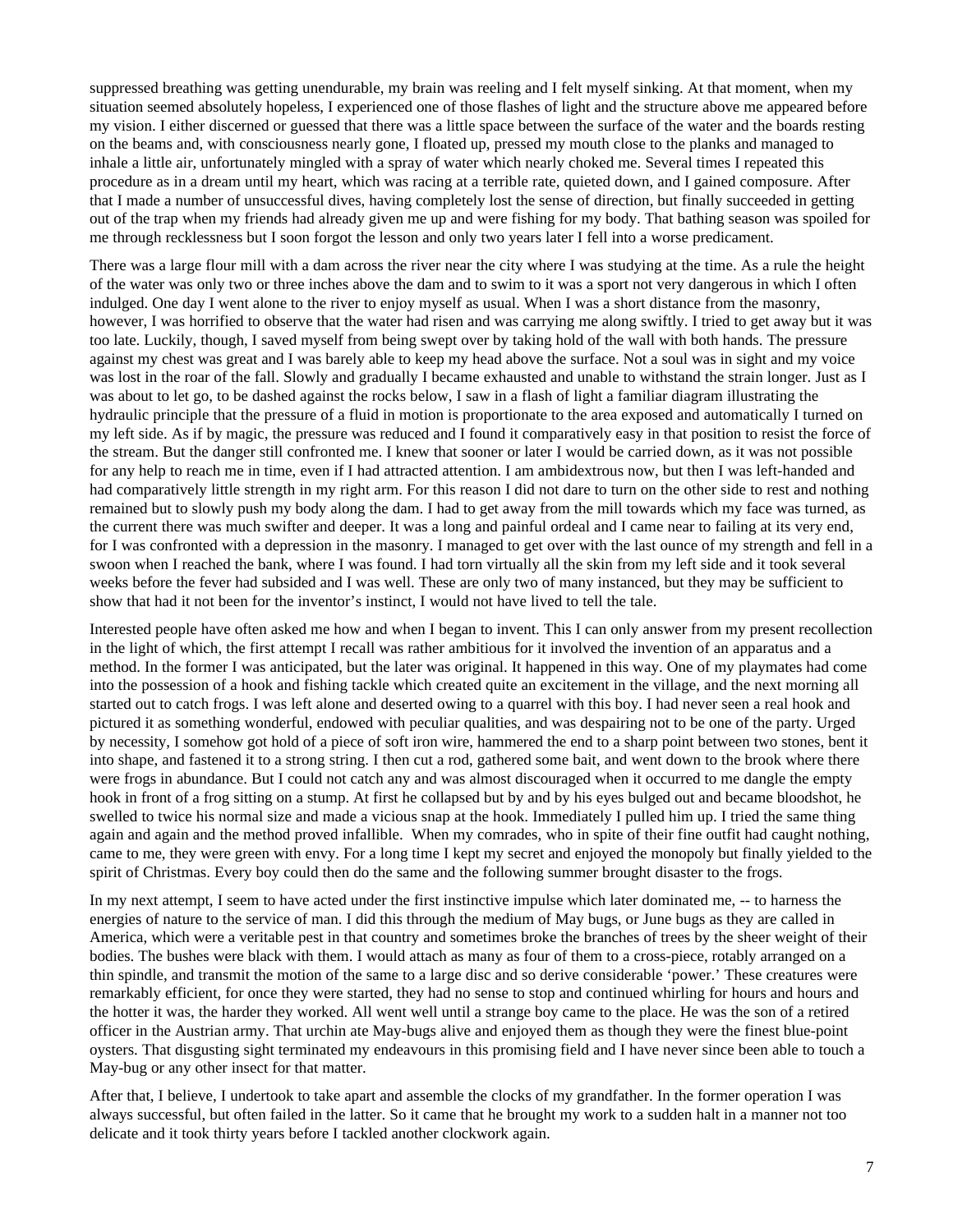suppressed breathing was getting unendurable, my brain was reeling and I felt myself sinking. At that moment, when my situation seemed absolutely hopeless, I experienced one of those flashes of light and the structure above me appeared before my vision. I either discerned or guessed that there was a little space between the surface of the water and the boards resting on the beams and, with consciousness nearly gone, I floated up, pressed my mouth close to the planks and managed to inhale a little air, unfortunately mingled with a spray of water which nearly choked me. Several times I repeated this procedure as in a dream until my heart, which was racing at a terrible rate, quieted down, and I gained composure. After that I made a number of unsuccessful dives, having completely lost the sense of direction, but finally succeeded in getting out of the trap when my friends had already given me up and were fishing for my body. That bathing season was spoiled for me through recklessness but I soon forgot the lesson and only two years later I fell into a worse predicament.

There was a large flour mill with a dam across the river near the city where I was studying at the time. As a rule the height of the water was only two or three inches above the dam and to swim to it was a sport not very dangerous in which I often indulged. One day I went alone to the river to enjoy myself as usual. When I was a short distance from the masonry, however, I was horrified to observe that the water had risen and was carrying me along swiftly. I tried to get away but it was too late. Luckily, though, I saved myself from being swept over by taking hold of the wall with both hands. The pressure against my chest was great and I was barely able to keep my head above the surface. Not a soul was in sight and my voice was lost in the roar of the fall. Slowly and gradually I became exhausted and unable to withstand the strain longer. Just as I was about to let go, to be dashed against the rocks below, I saw in a flash of light a familiar diagram illustrating the hydraulic principle that the pressure of a fluid in motion is proportionate to the area exposed and automatically I turned on my left side. As if by magic, the pressure was reduced and I found it comparatively easy in that position to resist the force of the stream. But the danger still confronted me. I knew that sooner or later I would be carried down, as it was not possible for any help to reach me in time, even if I had attracted attention. I am ambidextrous now, but then I was left-handed and had comparatively little strength in my right arm. For this reason I did not dare to turn on the other side to rest and nothing remained but to slowly push my body along the dam. I had to get away from the mill towards which my face was turned, as the current there was much swifter and deeper. It was a long and painful ordeal and I came near to failing at its very end, for I was confronted with a depression in the masonry. I managed to get over with the last ounce of my strength and fell in a swoon when I reached the bank, where I was found. I had torn virtually all the skin from my left side and it took several weeks before the fever had subsided and I was well. These are only two of many instanced, but they may be sufficient to show that had it not been for the inventor's instinct, I would not have lived to tell the tale.

Interested people have often asked me how and when I began to invent. This I can only answer from my present recollection in the light of which, the first attempt I recall was rather ambitious for it involved the invention of an apparatus and a method. In the former I was anticipated, but the later was original. It happened in this way. One of my playmates had come into the possession of a hook and fishing tackle which created quite an excitement in the village, and the next morning all started out to catch frogs. I was left alone and deserted owing to a quarrel with this boy. I had never seen a real hook and pictured it as something wonderful, endowed with peculiar qualities, and was despairing not to be one of the party. Urged by necessity, I somehow got hold of a piece of soft iron wire, hammered the end to a sharp point between two stones, bent it into shape, and fastened it to a strong string. I then cut a rod, gathered some bait, and went down to the brook where there were frogs in abundance. But I could not catch any and was almost discouraged when it occurred to me dangle the empty hook in front of a frog sitting on a stump. At first he collapsed but by and by his eyes bulged out and became bloodshot, he swelled to twice his normal size and made a vicious snap at the hook. Immediately I pulled him up. I tried the same thing again and again and the method proved infallible. When my comrades, who in spite of their fine outfit had caught nothing, came to me, they were green with envy. For a long time I kept my secret and enjoyed the monopoly but finally yielded to the spirit of Christmas. Every boy could then do the same and the following summer brought disaster to the frogs.

In my next attempt, I seem to have acted under the first instinctive impulse which later dominated me, -- to harness the energies of nature to the service of man. I did this through the medium of May bugs, or June bugs as they are called in America, which were a veritable pest in that country and sometimes broke the branches of trees by the sheer weight of their bodies. The bushes were black with them. I would attach as many as four of them to a cross-piece, rotably arranged on a thin spindle, and transmit the motion of the same to a large disc and so derive considerable 'power.' These creatures were remarkably efficient, for once they were started, they had no sense to stop and continued whirling for hours and hours and the hotter it was, the harder they worked. All went well until a strange boy came to the place. He was the son of a retired officer in the Austrian army. That urchin ate May-bugs alive and enjoyed them as though they were the finest blue-point oysters. That disgusting sight terminated my endeavours in this promising field and I have never since been able to touch a May-bug or any other insect for that matter.

After that, I believe, I undertook to take apart and assemble the clocks of my grandfather. In the former operation I was always successful, but often failed in the latter. So it came that he brought my work to a sudden halt in a manner not too delicate and it took thirty years before I tackled another clockwork again.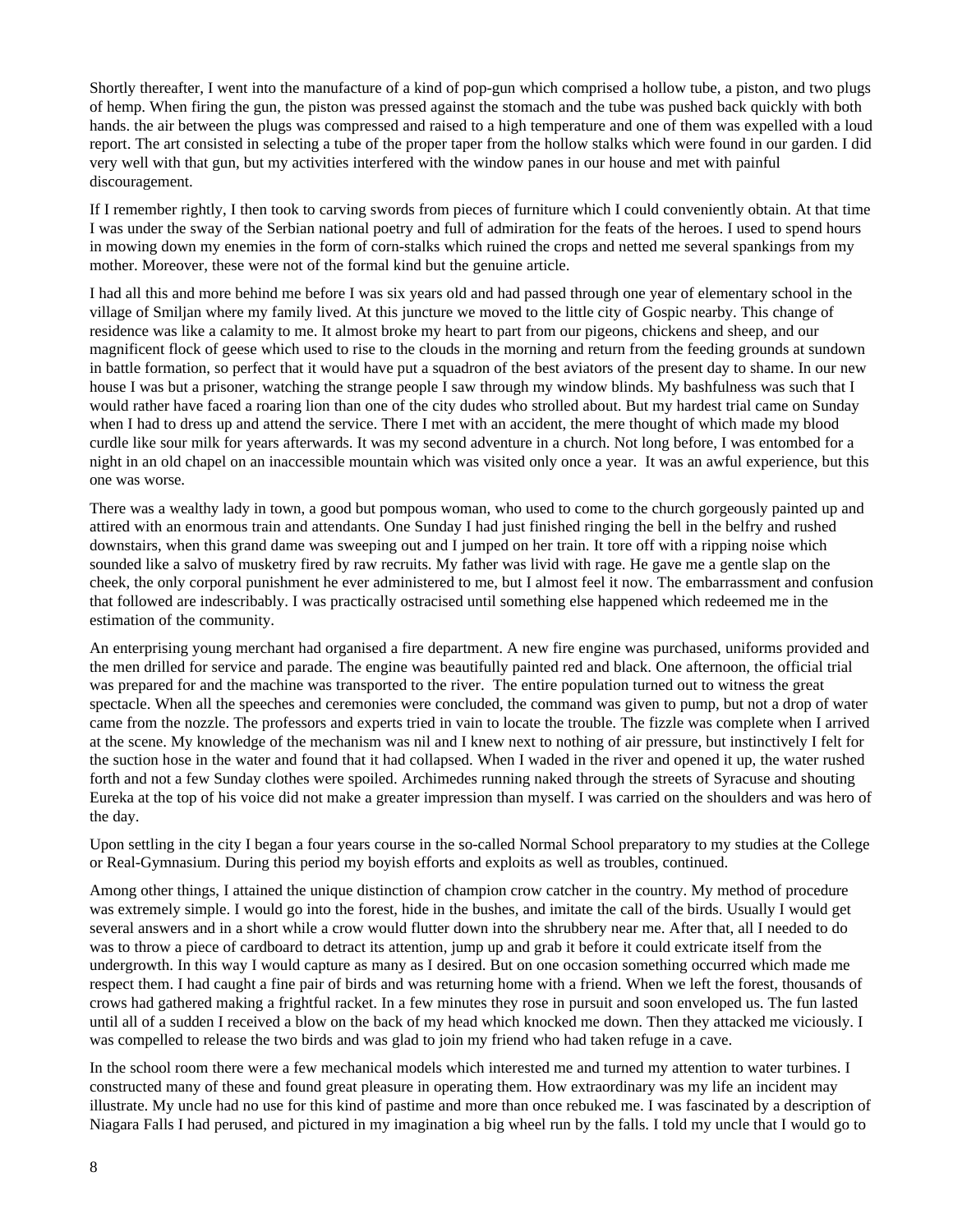Shortly thereafter, I went into the manufacture of a kind of pop-gun which comprised a hollow tube, a piston, and two plugs of hemp. When firing the gun, the piston was pressed against the stomach and the tube was pushed back quickly with both hands. the air between the plugs was compressed and raised to a high temperature and one of them was expelled with a loud report. The art consisted in selecting a tube of the proper taper from the hollow stalks which were found in our garden. I did very well with that gun, but my activities interfered with the window panes in our house and met with painful discouragement.

If I remember rightly, I then took to carving swords from pieces of furniture which I could conveniently obtain. At that time I was under the sway of the Serbian national poetry and full of admiration for the feats of the heroes. I used to spend hours in mowing down my enemies in the form of corn-stalks which ruined the crops and netted me several spankings from my mother. Moreover, these were not of the formal kind but the genuine article.

I had all this and more behind me before I was six years old and had passed through one year of elementary school in the village of Smiljan where my family lived. At this juncture we moved to the little city of Gospic nearby. This change of residence was like a calamity to me. It almost broke my heart to part from our pigeons, chickens and sheep, and our magnificent flock of geese which used to rise to the clouds in the morning and return from the feeding grounds at sundown in battle formation, so perfect that it would have put a squadron of the best aviators of the present day to shame. In our new house I was but a prisoner, watching the strange people I saw through my window blinds. My bashfulness was such that I would rather have faced a roaring lion than one of the city dudes who strolled about. But my hardest trial came on Sunday when I had to dress up and attend the service. There I met with an accident, the mere thought of which made my blood curdle like sour milk for years afterwards. It was my second adventure in a church. Not long before, I was entombed for a night in an old chapel on an inaccessible mountain which was visited only once a year. It was an awful experience, but this one was worse.

There was a wealthy lady in town, a good but pompous woman, who used to come to the church gorgeously painted up and attired with an enormous train and attendants. One Sunday I had just finished ringing the bell in the belfry and rushed downstairs, when this grand dame was sweeping out and I jumped on her train. It tore off with a ripping noise which sounded like a salvo of musketry fired by raw recruits. My father was livid with rage. He gave me a gentle slap on the cheek, the only corporal punishment he ever administered to me, but I almost feel it now. The embarrassment and confusion that followed are indescribably. I was practically ostracised until something else happened which redeemed me in the estimation of the community.

An enterprising young merchant had organised a fire department. A new fire engine was purchased, uniforms provided and the men drilled for service and parade. The engine was beautifully painted red and black. One afternoon, the official trial was prepared for and the machine was transported to the river. The entire population turned out to witness the great spectacle. When all the speeches and ceremonies were concluded, the command was given to pump, but not a drop of water came from the nozzle. The professors and experts tried in vain to locate the trouble. The fizzle was complete when I arrived at the scene. My knowledge of the mechanism was nil and I knew next to nothing of air pressure, but instinctively I felt for the suction hose in the water and found that it had collapsed. When I waded in the river and opened it up, the water rushed forth and not a few Sunday clothes were spoiled. Archimedes running naked through the streets of Syracuse and shouting Eureka at the top of his voice did not make a greater impression than myself. I was carried on the shoulders and was hero of the day.

Upon settling in the city I began a four years course in the so-called Normal School preparatory to my studies at the College or Real-Gymnasium. During this period my boyish efforts and exploits as well as troubles, continued.

Among other things, I attained the unique distinction of champion crow catcher in the country. My method of procedure was extremely simple. I would go into the forest, hide in the bushes, and imitate the call of the birds. Usually I would get several answers and in a short while a crow would flutter down into the shrubbery near me. After that, all I needed to do was to throw a piece of cardboard to detract its attention, jump up and grab it before it could extricate itself from the undergrowth. In this way I would capture as many as I desired. But on one occasion something occurred which made me respect them. I had caught a fine pair of birds and was returning home with a friend. When we left the forest, thousands of crows had gathered making a frightful racket. In a few minutes they rose in pursuit and soon enveloped us. The fun lasted until all of a sudden I received a blow on the back of my head which knocked me down. Then they attacked me viciously. I was compelled to release the two birds and was glad to join my friend who had taken refuge in a cave.

In the school room there were a few mechanical models which interested me and turned my attention to water turbines. I constructed many of these and found great pleasure in operating them. How extraordinary was my life an incident may illustrate. My uncle had no use for this kind of pastime and more than once rebuked me. I was fascinated by a description of Niagara Falls I had perused, and pictured in my imagination a big wheel run by the falls. I told my uncle that I would go to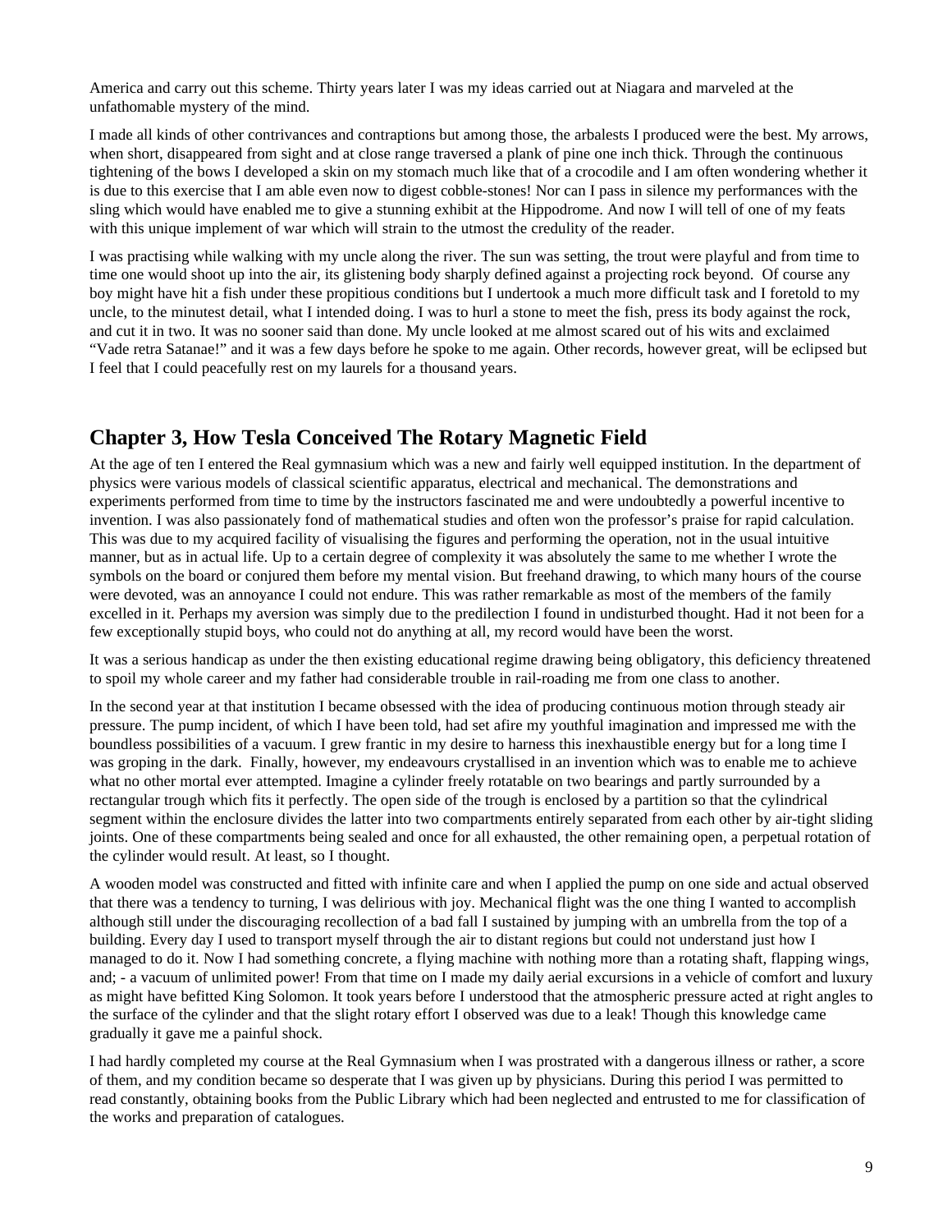America and carry out this scheme. Thirty years later I was my ideas carried out at Niagara and marveled at the unfathomable mystery of the mind.

I made all kinds of other contrivances and contraptions but among those, the arbalests I produced were the best. My arrows, when short, disappeared from sight and at close range traversed a plank of pine one inch thick. Through the continuous tightening of the bows I developed a skin on my stomach much like that of a crocodile and I am often wondering whether it is due to this exercise that I am able even now to digest cobble-stones! Nor can I pass in silence my performances with the sling which would have enabled me to give a stunning exhibit at the Hippodrome. And now I will tell of one of my feats with this unique implement of war which will strain to the utmost the credulity of the reader.

I was practising while walking with my uncle along the river. The sun was setting, the trout were playful and from time to time one would shoot up into the air, its glistening body sharply defined against a projecting rock beyond. Of course any boy might have hit a fish under these propitious conditions but I undertook a much more difficult task and I foretold to my uncle, to the minutest detail, what I intended doing. I was to hurl a stone to meet the fish, press its body against the rock, and cut it in two. It was no sooner said than done. My uncle looked at me almost scared out of his wits and exclaimed "Vade retra Satanae!" and it was a few days before he spoke to me again. Other records, however great, will be eclipsed but I feel that I could peacefully rest on my laurels for a thousand years.

## Chapter 3, How Tesla Conceived The Rotary Magnetic Field

At the age of ten I entered the Real gymnasium which was a new and fairly well equipped institution. In the department of physics were various models of classical scientific apparatus, electrical and mechanical. The demonstrations and experiments performed from time to time by the instructors fascinated me and were undoubtedly a powerful incentive to invention. I was also passionately fond of mathematical studies and often won the professor's praise for rapid calculation. This was due to my acquired facility of visualising the figures and performing the operation, not in the usual intuitive manner, but as in actual life. Up to a certain degree of complexity it was absolutely the same to me whether I wrote the symbols on the board or conjured them before my mental vision. But freehand drawing, to which many hours of the course were devoted, was an annoyance I could not endure. This was rather remarkable as most of the members of the family excelled in it. Perhaps my aversion was simply due to the predilection I found in undisturbed thought. Had it not been for a few exceptionally stupid boys, who could not do anything at all, my record would have been the worst.

It was a serious handicap as under the then existing educational regime drawing being obligatory, this deficiency threatened to spoil my whole career and my father had considerable trouble in rail-roading me from one class to another.

In the second year at that institution I became obsessed with the idea of producing continuous motion through steady air pressure. The pump incident, of which I have been told, had set afire my youthful imagination and impressed me with the boundless possibilities of a vacuum. I grew frantic in my desire to harness this inexhaustible energy but for a long time I was groping in the dark. Finally, however, my endeavours crystallised in an invention which was to enable me to achieve what no other mortal ever attempted. Imagine a cylinder freely rotatable on two bearings and partly surrounded by a rectangular trough which fits it perfectly. The open side of the trough is enclosed by a partition so that the cylindrical segment within the enclosure divides the latter into two compartments entirely separated from each other by air-tight sliding joints. One of these compartments being sealed and once for all exhausted, the other remaining open, a perpetual rotation of the cylinder would result. At least, so I thought.

A wooden model was constructed and fitted with infinite care and when I applied the pump on one side and actual observed that there was a tendency to turning, I was delirious with joy. Mechanical flight was the one thing I wanted to accomplish although still under the discouraging recollection of a bad fall I sustained by jumping with an umbrella from the top of a building. Every day I used to transport myself through the air to distant regions but could not understand just how I managed to do it. Now I had something concrete, a flying machine with nothing more than a rotating shaft, flapping wings, and; - a vacuum of unlimited power! From that time on I made my daily aerial excursions in a vehicle of comfort and luxury as might have befitted King Solomon. It took years before I understood that the atmospheric pressure acted at right angles to the surface of the cylinder and that the slight rotary effort I observed was due to a leak! Though this knowledge came gradually it gave me a painful shock.

I had hardly completed my course at the Real Gymnasium when I was prostrated with a dangerous illness or rather, a score of them, and my condition became so desperate that I was given up by physicians. During this period I was permitted to read constantly, obtaining books from the Public Library which had been neglected and entrusted to me for classification of the works and preparation of catalogues.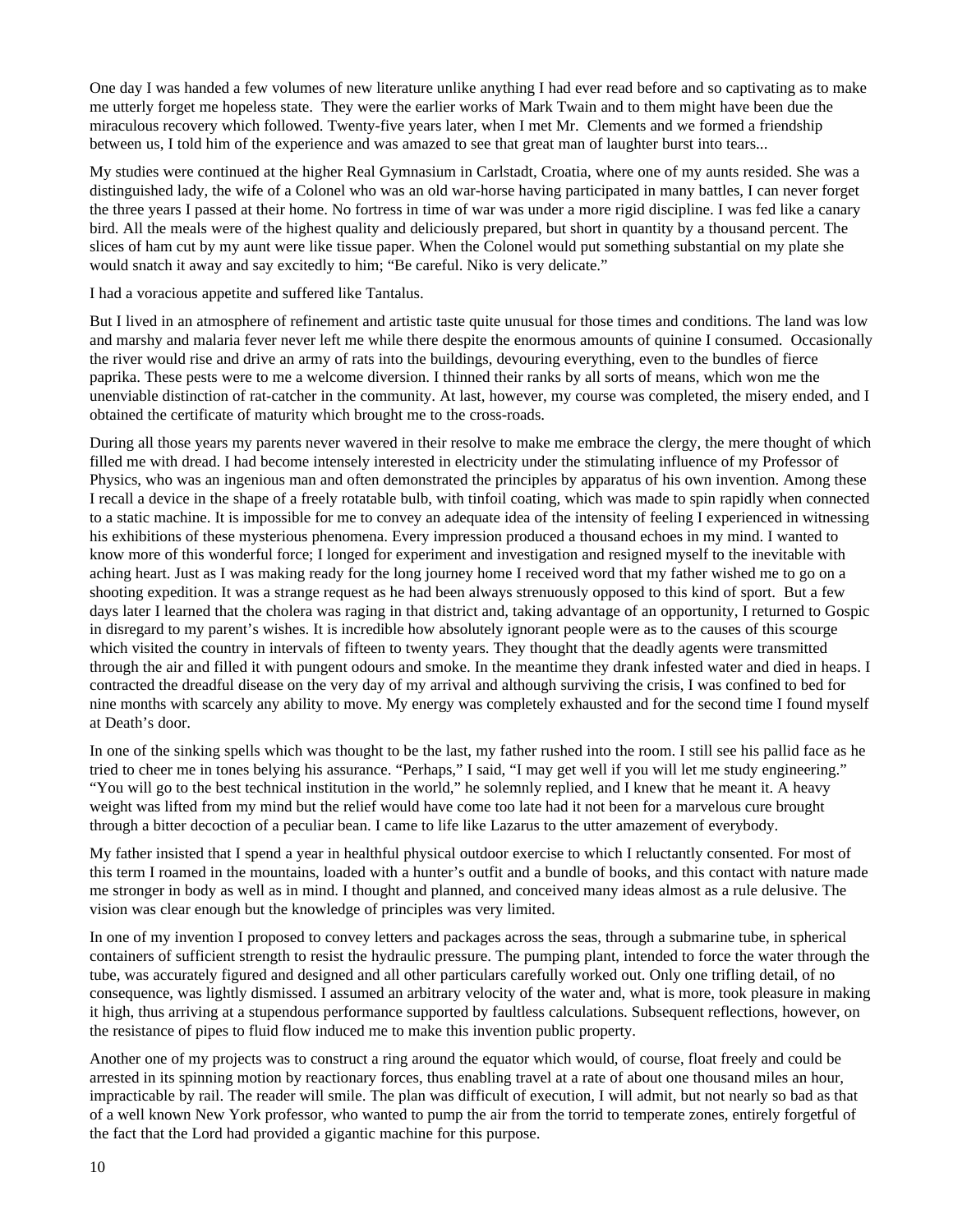One day I was handed a few volumes of new literature unlike anything I had ever read before and so captivating as to make me utterly forget me hopeless state. They were the earlier works of Mark Twain and to them might have been due the miraculous recovery which followed. Twenty-five years later, when I met Mr. Clements and we formed a friendship between us, I told him of the experience and was amazed to see that great man of laughter burst into tears...

My studies were continued at the higher Real Gymnasium in Carlstadt, Croatia, where one of my aunts resided. She was a distinguished lady, the wife of a Colonel who was an old war-horse having participated in many battles, I can never forget the three years I passed at their home. No fortress in time of war was under a more rigid discipline. I was fed like a canary bird. All the meals were of the highest quality and deliciously prepared, but short in quantity by a thousand percent. The slices of ham cut by my aunt were like tissue paper. When the Colonel would put something substantial on my plate she would snatch it away and say excitedly to him; "Be careful. Niko is very delicate."

I had a voracious appetite and suffered like Tantalus.

But I lived in an atmosphere of refinement and artistic taste quite unusual for those times and conditions. The land was low and marshy and malaria fever never left me while there despite the enormous amounts of quinine I consumed. Occasionally the river would rise and drive an army of rats into the buildings, devouring everything, even to the bundles of fierce paprika. These pests were to me a welcome diversion. I thinned their ranks by all sorts of means, which won me the unenviable distinction of rat-catcher in the community. At last, however, my course was completed, the misery ended, and I obtained the certificate of maturity which brought me to the cross-roads.

During all those years my parents never wavered in their resolve to make me embrace the clergy, the mere thought of which filled me with dread. I had become intensely interested in electricity under the stimulating influence of my Professor of Physics, who was an ingenious man and often demonstrated the principles by apparatus of his own invention. Among these I recall a device in the shape of a freely rotatable bulb, with tinfoil coating, which was made to spin rapidly when connected to a static machine. It is impossible for me to convey an adequate idea of the intensity of feeling I experienced in witnessing his exhibitions of these mysterious phenomena. Every impression produced a thousand echoes in my mind. I wanted to know more of this wonderful force; I longed for experiment and investigation and resigned myself to the inevitable with aching heart. Just as I was making ready for the long journey home I received word that my father wished me to go on a shooting expedition. It was a strange request as he had been always strenuously opposed to this kind of sport. But a few days later I learned that the cholera was raging in that district and, taking advantage of an opportunity, I returned to Gospic in disregard to my parent's wishes. It is incredible how absolutely ignorant people were as to the causes of this scourge which visited the country in intervals of fifteen to twenty years. They thought that the deadly agents were transmitted through the air and filled it with pungent odours and smoke. In the meantime they drank infested water and died in heaps. I contracted the dreadful disease on the very day of my arrival and although surviving the crisis, I was confined to bed for nine months with scarcely any ability to move. My energy was completely exhausted and for the second time I found myself at Death's door.

In one of the sinking spells which was thought to be the last, my father rushed into the room. I still see his pallid face as he tried to cheer me in tones belying his assurance. "Perhaps," I said, "I may get well if you will let me study engineering." "You will go to the best technical institution in the world," he solemnly replied, and I knew that he meant it. A heavy weight was lifted from my mind but the relief would have come too late had it not been for a marvelous cure brought through a bitter decoction of a peculiar bean. I came to life like Lazarus to the utter amazement of everybody.

My father insisted that I spend a year in healthful physical outdoor exercise to which I reluctantly consented. For most of this term I roamed in the mountains, loaded with a hunter's outfit and a bundle of books, and this contact with nature made me stronger in body as well as in mind. I thought and planned, and conceived many ideas almost as a rule delusive. The vision was clear enough but the knowledge of principles was very limited.

In one of my invention I proposed to convey letters and packages across the seas, through a submarine tube, in spherical containers of sufficient strength to resist the hydraulic pressure. The pumping plant, intended to force the water through the tube, was accurately figured and designed and all other particulars carefully worked out. Only one trifling detail, of no consequence, was lightly dismissed. I assumed an arbitrary velocity of the water and, what is more, took pleasure in making it high, thus arriving at a stupendous performance supported by faultless calculations. Subsequent reflections, however, on the resistance of pipes to fluid flow induced me to make this invention public property.

Another one of my projects was to construct a ring around the equator which would, of course, float freely and could be arrested in its spinning motion by reactionary forces, thus enabling travel at a rate of about one thousand miles an hour, impracticable by rail. The reader will smile. The plan was difficult of execution, I will admit, but not nearly so bad as that of a well known New York professor, who wanted to pump the air from the torrid to temperate zones, entirely forgetful of the fact that the Lord had provided a gigantic machine for this purpose.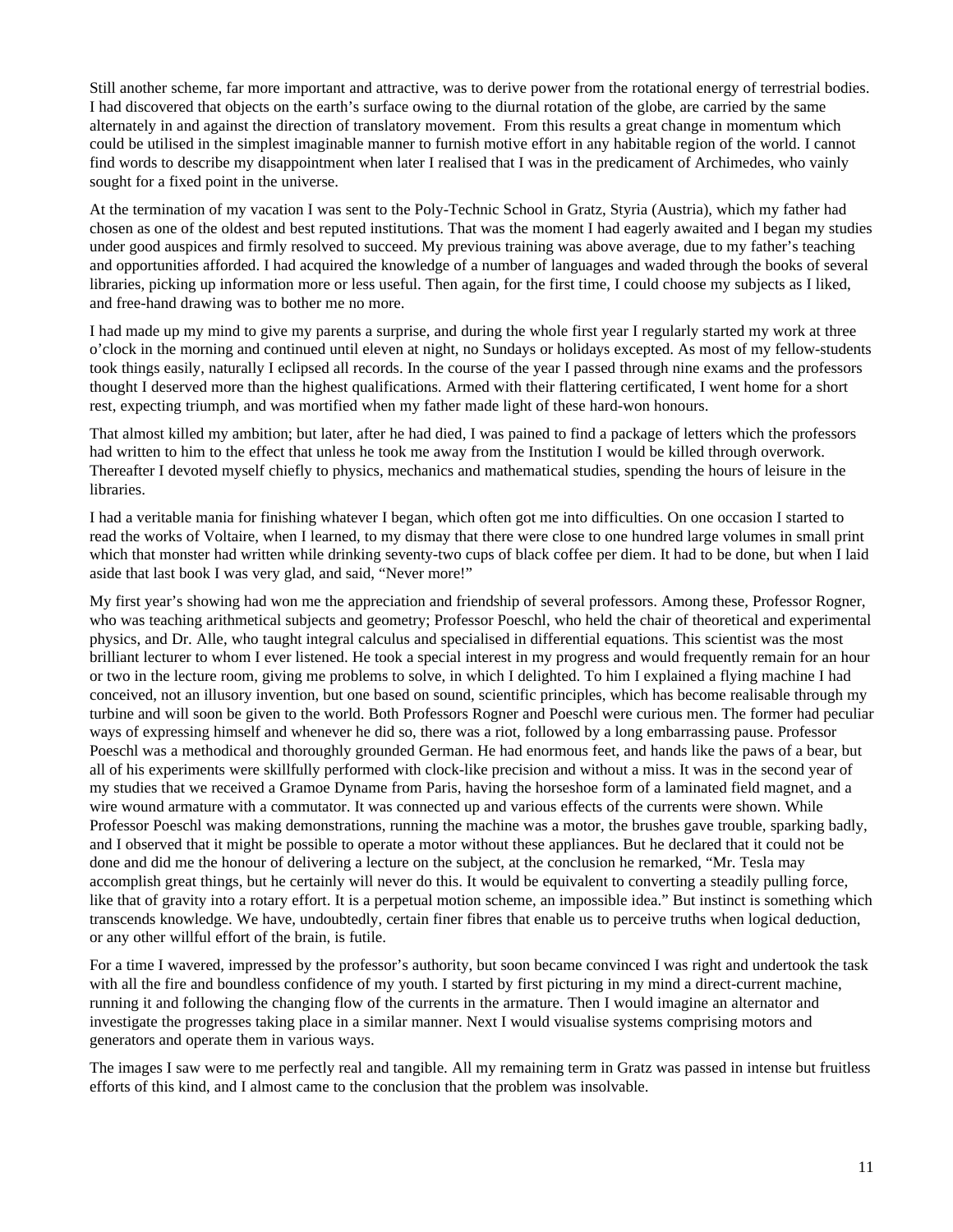Still another scheme, far more important and attractive, was to derive power from the rotational energy of terrestrial bodies. I had discovered that objects on the earth's surface owing to the diurnal rotation of the globe, are carried by the same alternately in and against the direction of translatory movement. From this results a great change in momentum which could be utilised in the simplest imaginable manner to furnish motive effort in any habitable region of the world. I cannot find words to describe my disappointment when later I realised that I was in the predicament of Archimedes, who vainly sought for a fixed point in the universe.

At the termination of my vacation I was sent to the Poly-Technic School in Gratz, Styria (Austria), which my father had chosen as one of the oldest and best reputed institutions. That was the moment I had eagerly awaited and I began my studies under good auspices and firmly resolved to succeed. My previous training was above average, due to my father's teaching and opportunities afforded. I had acquired the knowledge of a number of languages and waded through the books of several libraries, picking up information more or less useful. Then again, for the first time, I could choose my subjects as I liked, and free-hand drawing was to bother me no more.

I had made up my mind to give my parents a surprise, and during the whole first year I regularly started my work at three o'clock in the morning and continued until eleven at night, no Sundays or holidays excepted. As most of my fellow-students took things easily, naturally I eclipsed all records. In the course of the year I passed through nine exams and the professors thought I deserved more than the highest qualifications. Armed with their flattering certificated, I went home for a short rest, expecting triumph, and was mortified when my father made light of these hard-won honours.

That almost killed my ambition; but later, after he had died, I was pained to find a package of letters which the professors had written to him to the effect that unless he took me away from the Institution I would be killed through overwork. Thereafter I devoted myself chiefly to physics, mechanics and mathematical studies, spending the hours of leisure in the libraries.

I had a veritable mania for finishing whatever I began, which often got me into difficulties. On one occasion I started to read the works of Voltaire, when I learned, to my dismay that there were close to one hundred large volumes in small print which that monster had written while drinking seventy-two cups of black coffee per diem. It had to be done, but when I laid aside that last book I was very glad, and said, "Never more!"

My first year's showing had won me the appreciation and friendship of several professors. Among these, Professor Rogner, who was teaching arithmetical subjects and geometry; Professor Poeschl, who held the chair of theoretical and experimental physics, and Dr. Alle, who taught integral calculus and specialised in differential equations. This scientist was the most brilliant lecturer to whom I ever listened. He took a special interest in my progress and would frequently remain for an hour or two in the lecture room, giving me problems to solve, in which I delighted. To him I explained a flying machine I had conceived, not an illusory invention, but one based on sound, scientific principles, which has become realisable through my turbine and will soon be given to the world. Both Professors Rogner and Poeschl were curious men. The former had peculiar ways of expressing himself and whenever he did so, there was a riot, followed by a long embarrassing pause. Professor Poeschl was a methodical and thoroughly grounded German. He had enormous feet, and hands like the paws of a bear, but all of his experiments were skillfully performed with clock-like precision and without a miss. It was in the second year of my studies that we received a Gramoe Dyname from Paris, having the horseshoe form of a laminated field magnet, and a wire wound armature with a commutator. It was connected up and various effects of the currents were shown. While Professor Poeschl was making demonstrations, running the machine was a motor, the brushes gave trouble, sparking badly, and I observed that it might be possible to operate a motor without these appliances. But he declared that it could not be done and did me the honour of delivering a lecture on the subject, at the conclusion he remarked, "Mr. Tesla may accomplish great things, but he certainly will never do this. It would be equivalent to converting a steadily pulling force, like that of gravity into a rotary effort. It is a perpetual motion scheme, an impossible idea." But instinct is something which transcends knowledge. We have, undoubtedly, certain finer fibres that enable us to perceive truths when logical deduction, or any other willful effort of the brain, is futile.

For a time I wavered, impressed by the professor's authority, but soon became convinced I was right and undertook the task with all the fire and boundless confidence of my youth. I started by first picturing in my mind a direct-current machine, running it and following the changing flow of the currents in the armature. Then I would imagine an alternator and investigate the progresses taking place in a similar manner. Next I would visualise systems comprising motors and generators and operate them in various ways.

The images I saw were to me perfectly real and tangible. All my remaining term in Gratz was passed in intense but fruitless efforts of this kind, and I almost came to the conclusion that the problem was insolvable.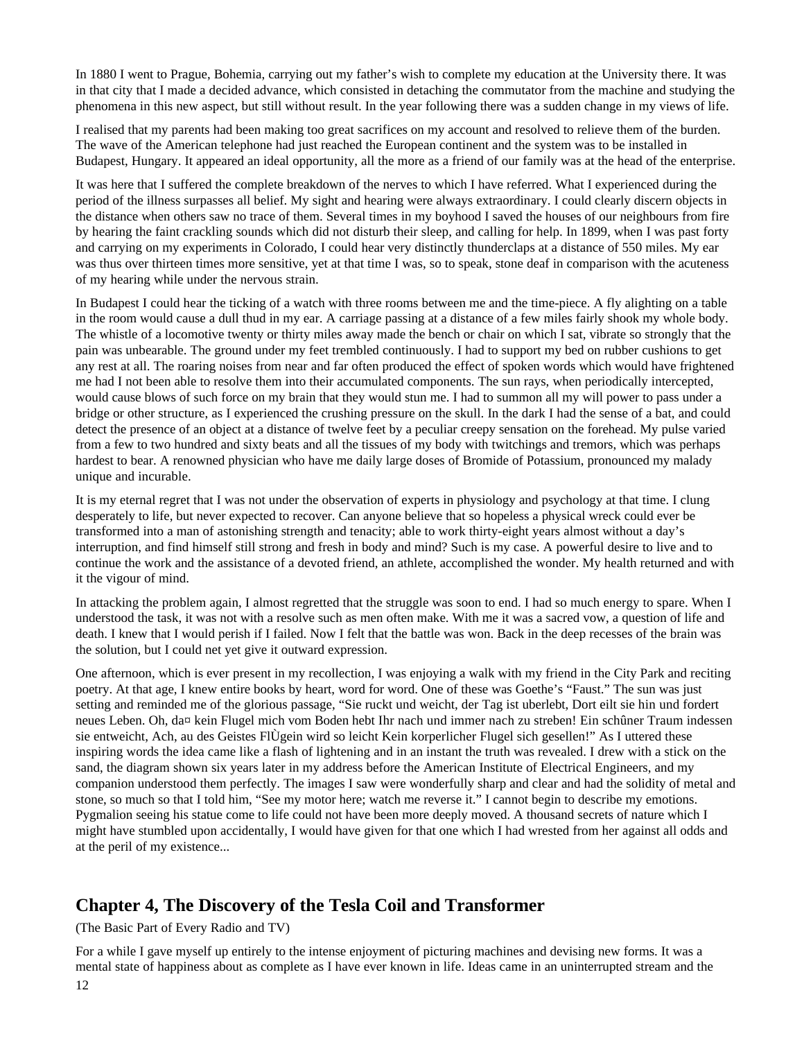In 1880 I went to Prague, Bohemia, carrying out my father's wish to complete my education at the University there. It was in that city that I made a decided advance, which consisted in detaching the commutator from the machine and studying the phenomena in this new aspect, but still without result. In the year following there was a sudden change in my views of life.

I realised that my parents had been making too great sacrifices on my account and resolved to relieve them of the burden. The wave of the American telephone had just reached the European continent and the system was to be installed in Budapest, Hungary. It appeared an ideal opportunity, all the more as a friend of our family was at the head of the enterprise.

It was here that I suffered the complete breakdown of the nerves to which I have referred. What I experienced during the period of the illness surpasses all belief. My sight and hearing were always extraordinary. I could clearly discern objects in the distance when others saw no trace of them. Several times in my boyhood I saved the houses of our neighbours from fire by hearing the faint crackling sounds which did not disturb their sleep, and calling for help. In 1899, when I was past forty and carrying on my experiments in Colorado, I could hear very distinctly thunderclaps at a distance of 550 miles. My ear was thus over thirteen times more sensitive, yet at that time I was, so to speak, stone deaf in comparison with the acuteness of my hearing while under the nervous strain.

In Budapest I could hear the ticking of a watch with three rooms between me and the time-piece. A fly alighting on a table in the room would cause a dull thud in my ear. A carriage passing at a distance of a few miles fairly shook my whole body. The whistle of a locomotive twenty or thirty miles away made the bench or chair on which I sat, vibrate so strongly that the pain was unbearable. The ground under my feet trembled continuously. I had to support my bed on rubber cushions to get any rest at all. The roaring noises from near and far often produced the effect of spoken words which would have frightened me had I not been able to resolve them into their accumulated components. The sun rays, when periodically intercepted, would cause blows of such force on my brain that they would stun me. I had to summon all my will power to pass under a bridge or other structure, as I experienced the crushing pressure on the skull. In the dark I had the sense of a bat, and could detect the presence of an object at a distance of twelve feet by a peculiar creepy sensation on the forehead. My pulse varied from a few to two hundred and sixty beats and all the tissues of my body with twitchings and tremors, which was perhaps hardest to bear. A renowned physician who have me daily large doses of Bromide of Potassium, pronounced my malady unique and incurable.

It is my eternal regret that I was not under the observation of experts in physiology and psychology at that time. I clung desperately to life, but never expected to recover. Can anyone believe that so hopeless a physical wreck could ever be transformed into a man of astonishing strength and tenacity; able to work thirty-eight years almost without a day's interruption, and find himself still strong and fresh in body and mind? Such is my case. A powerful desire to live and to continue the work and the assistance of a devoted friend, an athlete, accomplished the wonder. My health returned and with it the vigour of mind.

In attacking the problem again, I almost regretted that the struggle was soon to end. I had so much energy to spare. When I understood the task, it was not with a resolve such as men often make. With me it was a sacred vow, a question of life and death. I knew that I would perish if I failed. Now I felt that the battle was won. Back in the deep recesses of the brain was the solution, but I could net yet give it outward expression.

One afternoon, which is ever present in my recollection, I was enjoying a walk with my friend in the City Park and reciting poetry. At that age, I knew entire books by heart, word for word. One of these was Goethe's "Faust." The sun was just setting and reminded me of the glorious passage, "Sie ruckt und weicht, der Tag ist uberlebt, Dort eilt sie hin und fordert neues Leben. Oh, da¤ kein Flugel mich vom Boden hebt Ihr nach und immer nach zu streben! Ein schûner Traum indessen sie entweicht, Ach, au des Geistes FlÙgein wird so leicht Kein korperlicher Flugel sich gesellen!" As I uttered these inspiring words the idea came like a flash of lightening and in an instant the truth was revealed. I drew with a stick on the sand, the diagram shown six years later in my address before the American Institute of Electrical Engineers, and my companion understood them perfectly. The images I saw were wonderfully sharp and clear and had the solidity of metal and stone, so much so that I told him, "See my motor here; watch me reverse it." I cannot begin to describe my emotions. Pygmalion seeing his statue come to life could not have been more deeply moved. A thousand secrets of nature which I might have stumbled upon accidentally, I would have given for that one which I had wrested from her against all odds and at the peril of my existence...

## Chapter 4, The Discovery of the Tesla Coil and Transformer

(The Basic Part of Every Radio and TV)

For a while I gave myself up entirely to the intense enjoyment of picturing machines and devising new forms. It was a mental state of happiness about as complete as I have ever known in life. Ideas came in an uninterrupted stream and the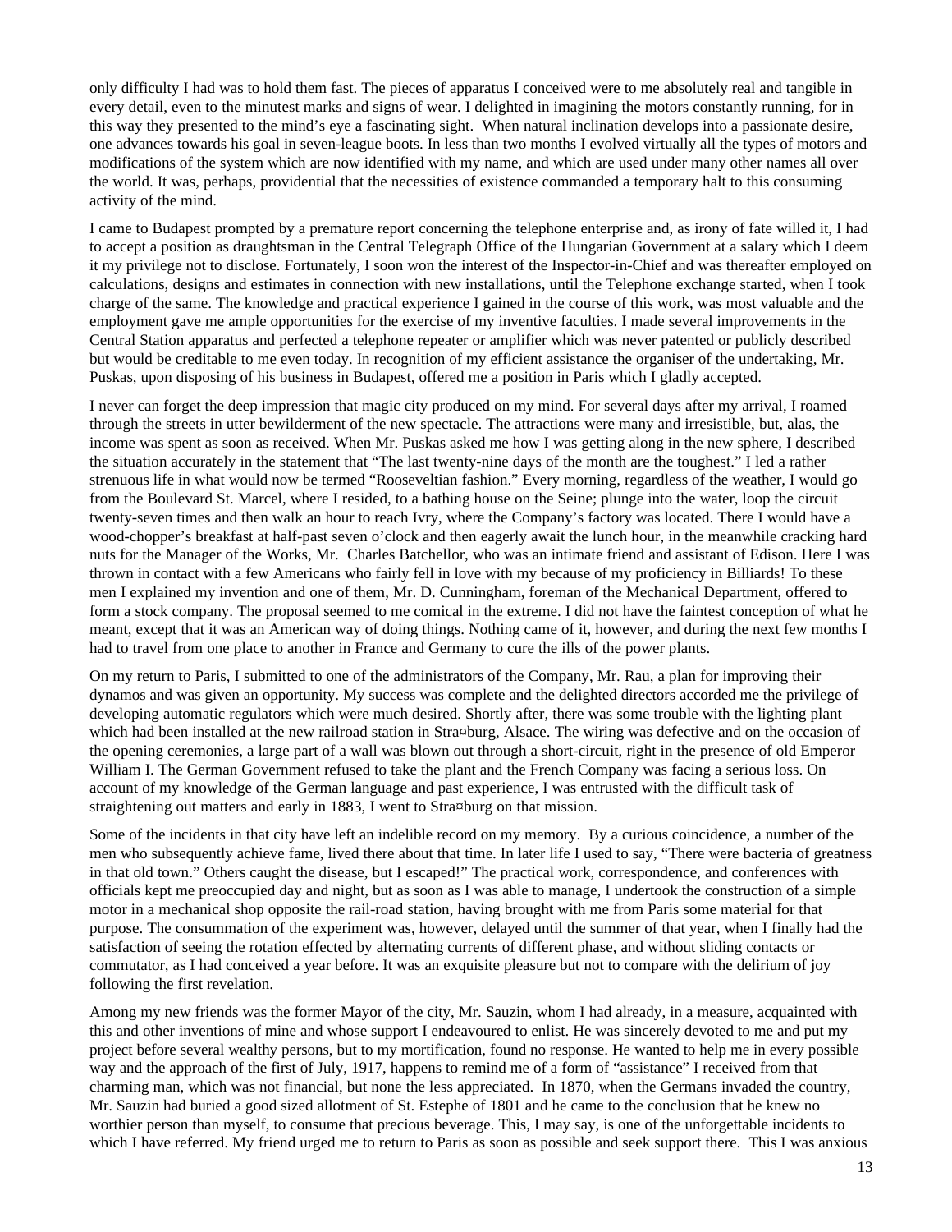only difficulty I had was to hold them fast. The pieces of apparatus I conceived were to me absolutely real and tangible in every detail, even to the minutest marks and signs of wear. I delighted in imagining the motors constantly running, for in this way they presented to the mind's eye a fascinating sight. When natural inclination develops into a passionate desire, one advances towards his goal in seven-league boots. In less than two months I evolved virtually all the types of motors and modifications of the system which are now identified with my name, and which are used under many other names all over the world. It was, perhaps, providential that the necessities of existence commanded a temporary halt to this consuming activity of the mind.

I came to Budapest prompted by a premature report concerning the telephone enterprise and, as irony of fate willed it, I had to accept a position as draughtsman in the Central Telegraph Office of the Hungarian Government at a salary which I deem it my privilege not to disclose. Fortunately, I soon won the interest of the Inspector-in-Chief and was thereafter employed on calculations, designs and estimates in connection with new installations, until the Telephone exchange started, when I took charge of the same. The knowledge and practical experience I gained in the course of this work, was most valuable and the employment gave me ample opportunities for the exercise of my inventive faculties. I made several improvements in the Central Station apparatus and perfected a telephone repeater or amplifier which was never patented or publicly described but would be creditable to me even today. In recognition of my efficient assistance the organiser of the undertaking, Mr. Puskas, upon disposing of his business in Budapest, offered me a position in Paris which I gladly accepted.

I never can forget the deep impression that magic city produced on my mind. For several days after my arrival, I roamed through the streets in utter bewilderment of the new spectacle. The attractions were many and irresistible, but, alas, the income was spent as soon as received. When Mr. Puskas asked me how I was getting along in the new sphere, I described the situation accurately in the statement that "The last twenty-nine days of the month are the toughest." I led a rather strenuous life in what would now be termed "Rooseveltian fashion." Every morning, regardless of the weather, I would go from the Boulevard St. Marcel, where I resided, to a bathing house on the Seine; plunge into the water, loop the circuit twenty-seven times and then walk an hour to reach Ivry, where the Company's factory was located. There I would have a wood-chopper's breakfast at half-past seven o'clock and then eagerly await the lunch hour, in the meanwhile cracking hard nuts for the Manager of the Works, Mr. Charles Batchellor, who was an intimate friend and assistant of Edison. Here I was thrown in contact with a few Americans who fairly fell in love with my because of my proficiency in Billiards! To these men I explained my invention and one of them, Mr. D. Cunningham, foreman of the Mechanical Department, offered to form a stock company. The proposal seemed to me comical in the extreme. I did not have the faintest conception of what he meant, except that it was an American way of doing things. Nothing came of it, however, and during the next few months I had to travel from one place to another in France and Germany to cure the ills of the power plants.

On my return to Paris, I submitted to one of the administrators of the Company, Mr. Rau, a plan for improving their dynamos and was given an opportunity. My success was complete and the delighted directors accorded me the privilege of developing automatic regulators which were much desired. Shortly after, there was some trouble with the lighting plant which had been installed at the new railroad station in Stra¤burg, Alsace. The wiring was defective and on the occasion of the opening ceremonies, a large part of a wall was blown out through a short-circuit, right in the presence of old Emperor William I. The German Government refused to take the plant and the French Company was facing a serious loss. On account of my knowledge of the German language and past experience, I was entrusted with the difficult task of straightening out matters and early in 1883, I went to Stra¤burg on that mission.

Some of the incidents in that city have left an indelible record on my memory. By a curious coincidence, a number of the men who subsequently achieve fame, lived there about that time. In later life I used to say, "There were bacteria of greatness in that old town." Others caught the disease, but I escaped!" The practical work, correspondence, and conferences with officials kept me preoccupied day and night, but as soon as I was able to manage, I undertook the construction of a simple motor in a mechanical shop opposite the rail-road station, having brought with me from Paris some material for that purpose. The consummation of the experiment was, however, delayed until the summer of that year, when I finally had the satisfaction of seeing the rotation effected by alternating currents of different phase, and without sliding contacts or commutator, as I had conceived a year before. It was an exquisite pleasure but not to compare with the delirium of joy following the first revelation.

Among my new friends was the former Mayor of the city, Mr. Sauzin, whom I had already, in a measure, acquainted with this and other inventions of mine and whose support I endeavoured to enlist. He was sincerely devoted to me and put my project before several wealthy persons, but to my mortification, found no response. He wanted to help me in every possible way and the approach of the first of July, 1917, happens to remind me of a form of "assistance" I received from that charming man, which was not financial, but none the less appreciated. In 1870, when the Germans invaded the country, Mr. Sauzin had buried a good sized allotment of St. Estephe of 1801 and he came to the conclusion that he knew no worthier person than myself, to consume that precious beverage. This, I may say, is one of the unforgettable incidents to which I have referred. My friend urged me to return to Paris as soon as possible and seek support there. This I was anxious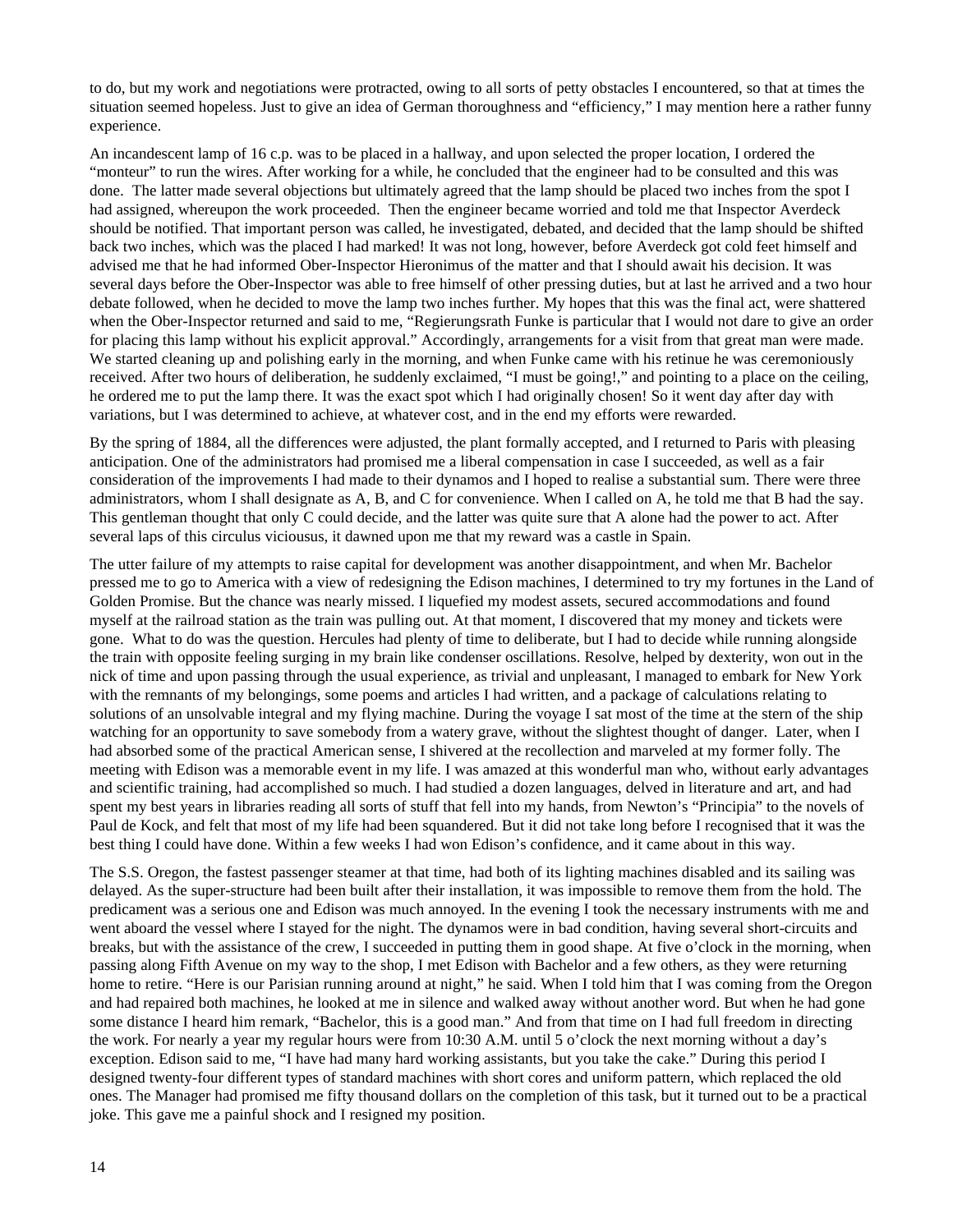to do, but my work and negotiations were protracted, owing to all sorts of petty obstacles I encountered, so that at times the situation seemed hopeless. Just to give an idea of German thoroughness and "efficiency," I may mention here a rather funny experience.

An incandescent lamp of 16 c.p. was to be placed in a hallway, and upon selected the proper location, I ordered the "monteur" to run the wires. After working for a while, he concluded that the engineer had to be consulted and this was done. The latter made several objections but ultimately agreed that the lamp should be placed two inches from the spot I had assigned, whereupon the work proceeded. Then the engineer became worried and told me that Inspector Averdeck should be notified. That important person was called, he investigated, debated, and decided that the lamp should be shifted back two inches, which was the placed I had marked! It was not long, however, before Averdeck got cold feet himself and advised me that he had informed Ober-Inspector Hieronimus of the matter and that I should await his decision. It was several days before the Ober-Inspector was able to free himself of other pressing duties, but at last he arrived and a two hour debate followed, when he decided to move the lamp two inches further. My hopes that this was the final act, were shattered when the Ober-Inspector returned and said to me, "Regierungsrath Funke is particular that I would not dare to give an order for placing this lamp without his explicit approval." Accordingly, arrangements for a visit from that great man were made. We started cleaning up and polishing early in the morning, and when Funke came with his retinue he was ceremoniously received. After two hours of deliberation, he suddenly exclaimed, "I must be going!," and pointing to a place on the ceiling, he ordered me to put the lamp there. It was the exact spot which I had originally chosen! So it went day after day with variations, but I was determined to achieve, at whatever cost, and in the end my efforts were rewarded.

By the spring of 1884, all the differences were adjusted, the plant formally accepted, and I returned to Paris with pleasing anticipation. One of the administrators had promised me a liberal compensation in case I succeeded, as well as a fair consideration of the improvements I had made to their dynamos and I hoped to realise a substantial sum. There were three administrators, whom I shall designate as A, B, and C for convenience. When I called on A, he told me that B had the say. This gentleman thought that only C could decide, and the latter was quite sure that A alone had the power to act. After several laps of this circulus viciousus, it dawned upon me that my reward was a castle in Spain.

The utter failure of my attempts to raise capital for development was another disappointment, and when Mr. Bachelor pressed me to go to America with a view of redesigning the Edison machines, I determined to try my fortunes in the Land of Golden Promise. But the chance was nearly missed. I liquefied my modest assets, secured accommodations and found myself at the railroad station as the train was pulling out. At that moment, I discovered that my money and tickets were gone. What to do was the question. Hercules had plenty of time to deliberate, but I had to decide while running alongside the train with opposite feeling surging in my brain like condenser oscillations. Resolve, helped by dexterity, won out in the nick of time and upon passing through the usual experience, as trivial and unpleasant, I managed to embark for New York with the remnants of my belongings, some poems and articles I had written, and a package of calculations relating to solutions of an unsolvable integral and my flying machine. During the voyage I sat most of the time at the stern of the ship watching for an opportunity to save somebody from a watery grave, without the slightest thought of danger. Later, when I had absorbed some of the practical American sense, I shivered at the recollection and marveled at my former folly. The meeting with Edison was a memorable event in my life. I was amazed at this wonderful man who, without early advantages and scientific training, had accomplished so much. I had studied a dozen languages, delved in literature and art, and had spent my best years in libraries reading all sorts of stuff that fell into my hands, from Newton's "Principia" to the novels of Paul de Kock, and felt that most of my life had been squandered. But it did not take long before I recognised that it was the best thing I could have done. Within a few weeks I had won Edison's confidence, and it came about in this way.

The S.S. Oregon, the fastest passenger steamer at that time, had both of its lighting machines disabled and its sailing was delayed. As the super-structure had been built after their installation, it was impossible to remove them from the hold. The predicament was a serious one and Edison was much annoyed. In the evening I took the necessary instruments with me and went aboard the vessel where I stayed for the night. The dynamos were in bad condition, having several short-circuits and breaks, but with the assistance of the crew, I succeeded in putting them in good shape. At five o'clock in the morning, when passing along Fifth Avenue on my way to the shop, I met Edison with Bachelor and a few others, as they were returning home to retire. "Here is our Parisian running around at night," he said. When I told him that I was coming from the Oregon and had repaired both machines, he looked at me in silence and walked away without another word. But when he had gone some distance I heard him remark, "Bachelor, this is a good man." And from that time on I had full freedom in directing the work. For nearly a year my regular hours were from 10:30 A.M. until 5 o'clock the next morning without a day's exception. Edison said to me, "I have had many hard working assistants, but you take the cake." During this period I designed twenty-four different types of standard machines with short cores and uniform pattern, which replaced the old ones. The Manager had promised me fifty thousand dollars on the completion of this task, but it turned out to be a practical joke. This gave me a painful shock and I resigned my position.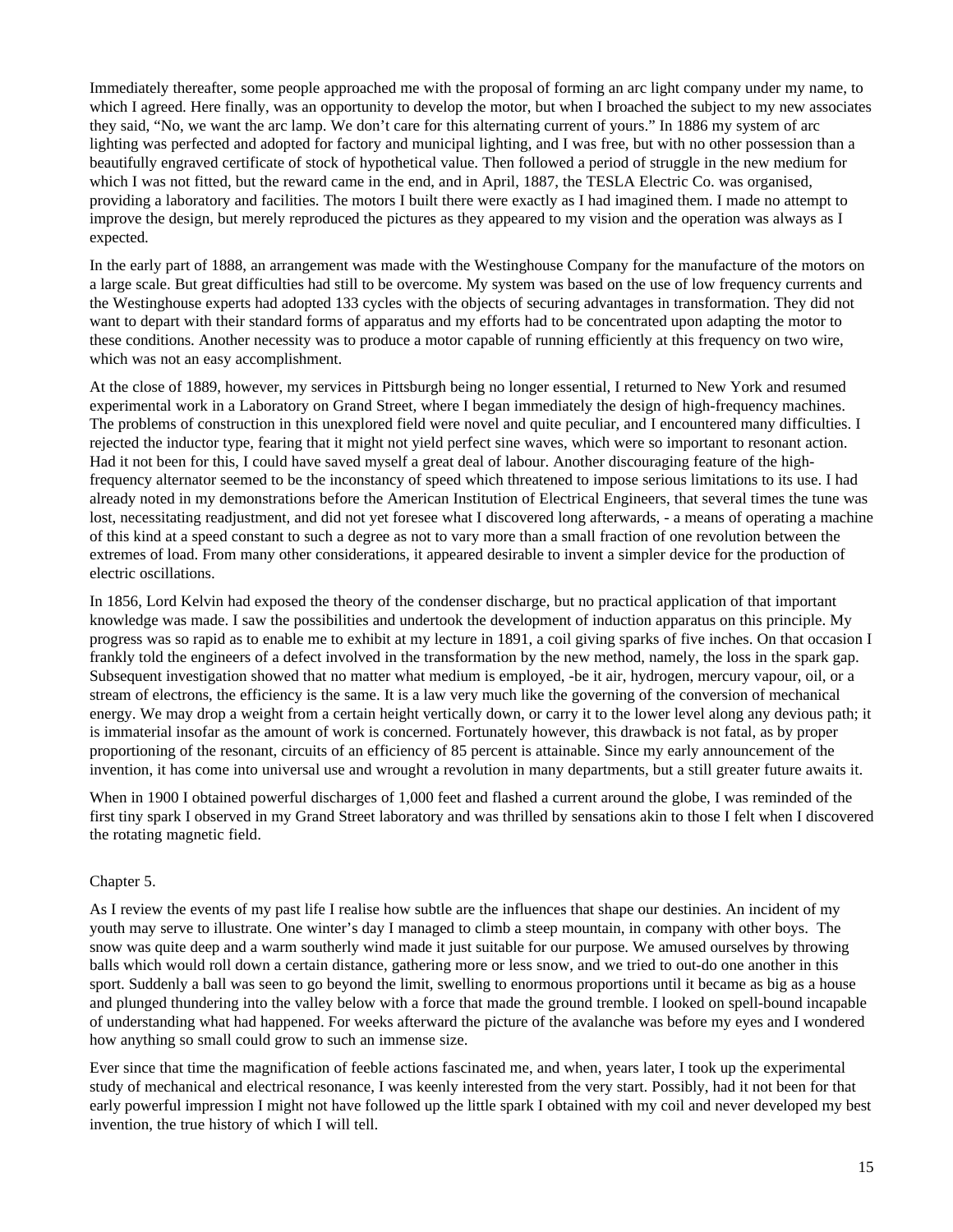Immediately thereafter, some people approached me with the proposal of forming an arc light company under my name, to which I agreed. Here finally, was an opportunity to develop the motor, but when I broached the subject to my new associates they said, “No, we want the arc lamp. We don’t care for this alternating current of yours.” In 1886 my system of arc lighting was perfected and adopted for factory and municipal lighting, and I was free, but with no other possession than a beautifully engraved certificate of stock of hypothetical value. Then followed a period of struggle in the new medium for which I was not fitted, but the reward came in the end, and in April, 1887, the TESLA Electric Co. was organised, providing a laboratory and facilities. The motors I built there were exactly as I had imagined them. I made no attempt to improve the design, but merely reproduced the pictures as they appeared to my vision and the operation was always as I expected.

In the early part of 1888, an arrangement was made with the Westinghouse Company for the manufacture of the motors on a large scale. But great difficulties had still to be overcome. My system was based on the use of low frequency currents and the Westinghouse experts had adopted 133 cycles with the objects of securing advantages in transformation. They did not want to depart with their standard forms of apparatus and my efforts had to be concentrated upon adapting the motor to these conditions. Another necessity was to produce a motor capable of running efficiently at this frequency on two wire, which was not an easy accomplishment.

At the close of 1889, however, my services in Pittsburgh being no longer essential, I returned to New York and resumed experimental work in a Laboratory on Grand Street, where I began immediately the design of high-frequency machines. The problems of construction in this unexplored field were novel and quite peculiar, and I encountered many difficulties. I rejected the inductor type, fearing that it might not yield perfect sine waves, which were so important to resonant action. Had it not been for this, I could have saved myself a great deal of labour. Another discouraging feature of the high-frequency alternator seemed to be the inconstancy of speed which threatened to impose serious limitations to its use. I had already noted in my demonstrations before the American Institution of Electrical Engineers, that several times the tune was lost, necessitating readjustment, and did not yet foresee what I discovered long afterwards, - a means of operating a machine of this kind at a speed constant to such a degree as not to vary more than a small fraction of one revolution between the extremes of load. From many other considerations, it appeared desirable to invent a simpler device for the production of electric oscillations.

In 1856, Lord Kelvin had exposed the theory of the condenser discharge, but no practical application of that important knowledge was made. I saw the possibilities and undertook the development of induction apparatus on this principle. My progress was so rapid as to enable me to exhibit at my lecture in 1891, a coil giving sparks of five inches. On that occasion I frankly told the engineers of a defect involved in the transformation by the new method, namely, the loss in the spark gap. Subsequent investigation showed that no matter what medium is employed, -be it air, hydrogen, mercury vapour, oil, or a stream of electrons, the efficiency is the same. It is a law very much like the governing of the conversion of mechanical energy. We may drop a weight from a certain height vertically down, or carry it to the lower level along any devious path; it is immaterial insofar as the amount of work is concerned. Fortunately however, this drawback is not fatal, as by proper proportioning of the resonant, circuits of an efficiency of 85 percent is attainable. Since my early announcement of the invention, it has come into universal use and wrought a revolution in many departments, but a still greater future awaits it.

When in 1900 I obtained powerful discharges of 1,000 feet and flashed a current around the globe, I was reminded of the first tiny spark I observed in my Grand Street laboratory and was thrilled by sensations akin to those I felt when I discovered the rotating magnetic field.

## Chapter 5.

As I review the events of my past life I realise how subtle are the influences that shape our destinies. An incident of my youth may serve to illustrate. One winter’s day I managed to climb a steep mountain, in company with other boys. The snow was quite deep and a warm southerly wind made it just suitable for our purpose. We amused ourselves by throwing balls which would roll down a certain distance, gathering more or less snow, and we tried to out-do one another in this sport. Suddenly a ball was seen to go beyond the limit, swelling to enormous proportions until it became as big as a house and plunged thundering into the valley below with a force that made the ground tremble. I looked on spell-bound incapable of understanding what had happened. For weeks afterward the picture of the avalanche was before my eyes and I wondered how anything so small could grow to such an immense size.

Ever since that time the magnification of feeble actions fascinated me, and when, years later, I took up the experimental study of mechanical and electrical resonance, I was keenly interested from the very start. Possibly, had it not been for that early powerful impression I might not have followed up the little spark I obtained with my coil and never developed my best invention, the true history of which I will tell.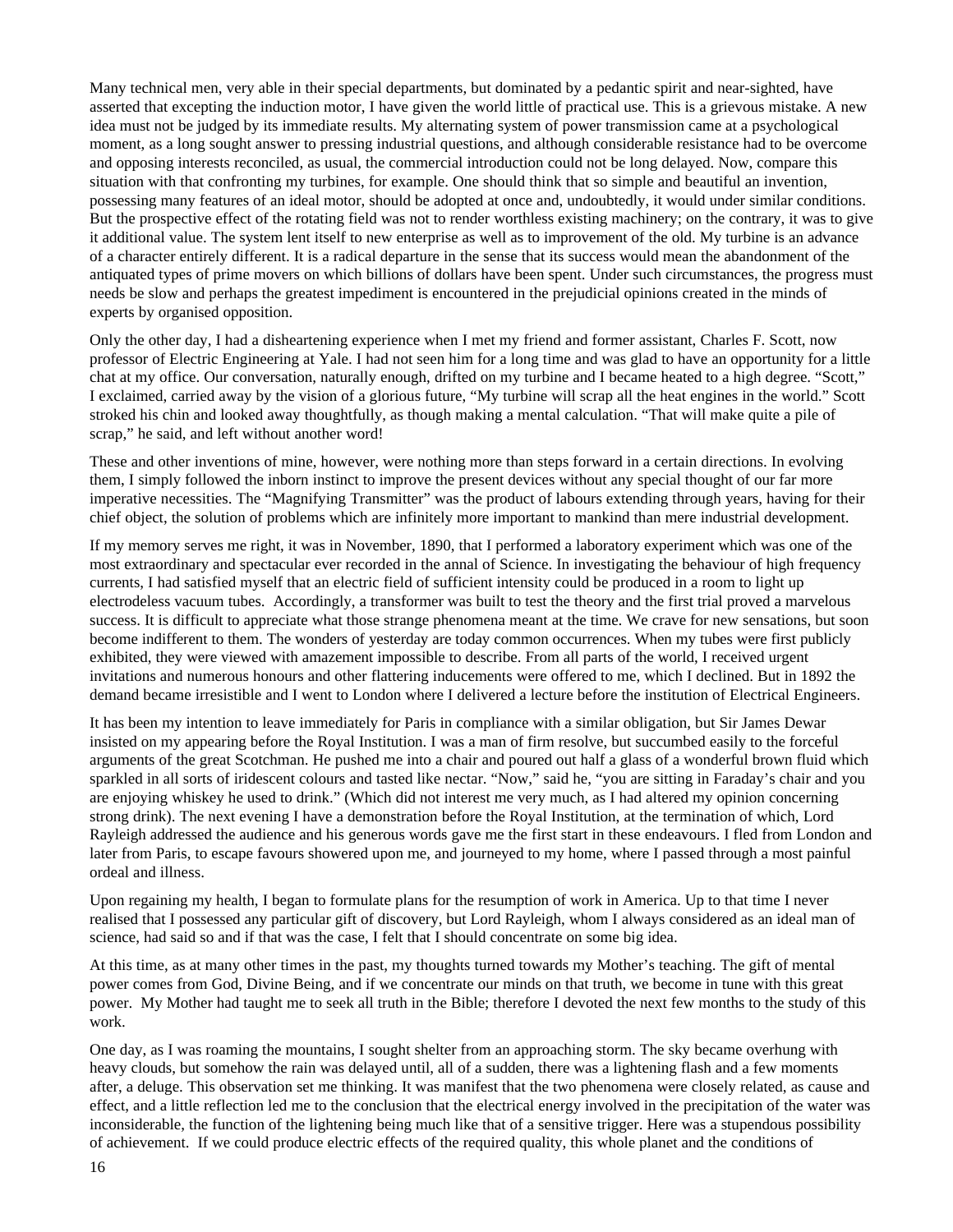Many technical men, very able in their special departments, but dominated by a pedantic spirit and near-sighted, have asserted that excepting the induction motor, I have given the world little of practical use. This is a grievous mistake. A new idea must not be judged by its immediate results. My alternating system of power transmission came at a psychological moment, as a long sought answer to pressing industrial questions, and although considerable resistance had to be overcome and opposing interests reconciled, as usual, the commercial introduction could not be long delayed. Now, compare this situation with that confronting my turbines, for example. One should think that so simple and beautiful an invention, possessing many features of an ideal motor, should be adopted at once and, undoubtedly, it would under similar conditions. But the prospective effect of the rotating field was not to render worthless existing machinery; on the contrary, it was to give it additional value. The system lent itself to new enterprise as well as to improvement of the old. My turbine is an advance of a character entirely different. It is a radical departure in the sense that its success would mean the abandonment of the antiquated types of prime movers on which billions of dollars have been spent. Under such circumstances, the progress must needs be slow and perhaps the greatest impediment is encountered in the prejudicial opinions created in the minds of experts by organised opposition.

Only the other day, I had a disheartening experience when I met my friend and former assistant, Charles F. Scott, now professor of Electric Engineering at Yale. I had not seen him for a long time and was glad to have an opportunity for a little chat at my office. Our conversation, naturally enough, drifted on my turbine and I became heated to a high degree. "Scott," I exclaimed, carried away by the vision of a glorious future, "My turbine will scrap all the heat engines in the world." Scott stroked his chin and looked away thoughtfully, as though making a mental calculation. "That will make quite a pile of scrap," he said, and left without another word!

These and other inventions of mine, however, were nothing more than steps forward in a certain directions. In evolving them, I simply followed the inborn instinct to improve the present devices without any special thought of our far more imperative necessities. The "Magnifying Transmitter" was the product of labours extending through years, having for their chief object, the solution of problems which are infinitely more important to mankind than mere industrial development.

If my memory serves me right, it was in November, 1890, that I performed a laboratory experiment which was one of the most extraordinary and spectacular ever recorded in the annal of Science. In investigating the behaviour of high frequency currents, I had satisfied myself that an electric field of sufficient intensity could be produced in a room to light up electrodeless vacuum tubes. Accordingly, a transformer was built to test the theory and the first trial proved a marvelous success. It is difficult to appreciate what those strange phenomena meant at the time. We crave for new sensations, but soon become indifferent to them. The wonders of yesterday are today common occurrences. When my tubes were first publicly exhibited, they were viewed with amazement impossible to describe. From all parts of the world, I received urgent invitations and numerous honours and other flattering inducements were offered to me, which I declined. But in 1892 the demand became irresistible and I went to London where I delivered a lecture before the institution of Electrical Engineers.

It has been my intention to leave immediately for Paris in compliance with a similar obligation, but Sir James Dewar insisted on my appearing before the Royal Institution. I was a man of firm resolve, but succumbed easily to the forceful arguments of the great Scotchman. He pushed me into a chair and poured out half a glass of a wonderful brown fluid which sparkled in all sorts of iridescent colours and tasted like nectar. "Now," said he, "you are sitting in Faraday's chair and you are enjoying whiskey he used to drink." (Which did not interest me very much, as I had altered my opinion concerning strong drink). The next evening I have a demonstration before the Royal Institution, at the termination of which, Lord Rayleigh addressed the audience and his generous words gave me the first start in these endeavours. I fled from London and later from Paris, to escape favours showered upon me, and journeyed to my home, where I passed through a most painful ordeal and illness.

Upon regaining my health, I began to formulate plans for the resumption of work in America. Up to that time I never realised that I possessed any particular gift of discovery, but Lord Rayleigh, whom I always considered as an ideal man of science, had said so and if that was the case, I felt that I should concentrate on some big idea.

At this time, as at many other times in the past, my thoughts turned towards my Mother's teaching. The gift of mental power comes from God, Divine Being, and if we concentrate our minds on that truth, we become in tune with this great power. My Mother had taught me to seek all truth in the Bible; therefore I devoted the next few months to the study of this work.

One day, as I was roaming the mountains, I sought shelter from an approaching storm. The sky became overhung with heavy clouds, but somehow the rain was delayed until, all of a sudden, there was a lightening flash and a few moments after, a deluge. This observation set me thinking. It was manifest that the two phenomena were closely related, as cause and effect, and a little reflection led me to the conclusion that the electrical energy involved in the precipitation of the water was inconsiderable, the function of the lightening being much like that of a sensitive trigger. Here was a stupendous possibility of achievement. If we could produce electric effects of the required quality, this whole planet and the conditions of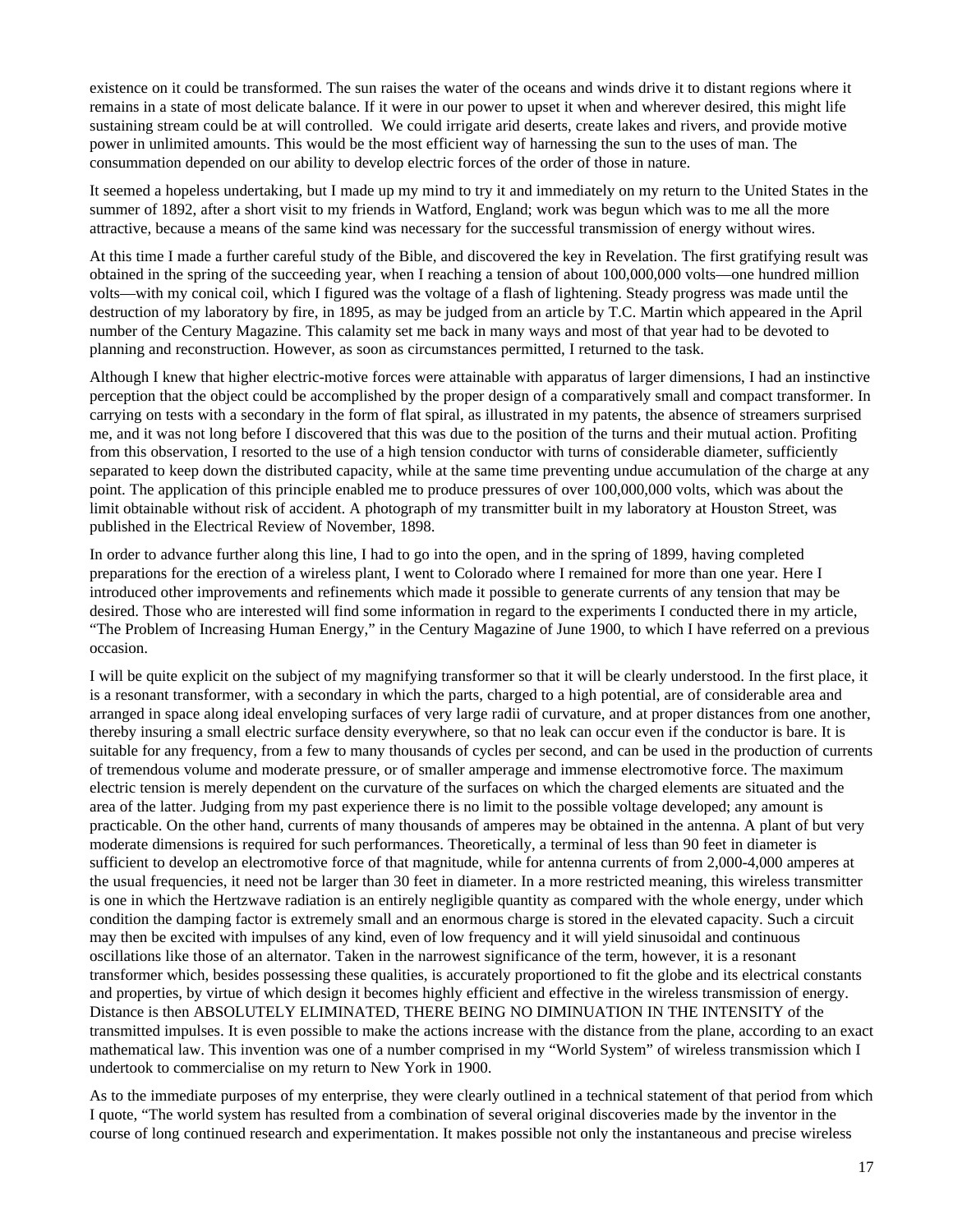existence on it could be transformed. The sun raises the water of the oceans and winds drive it to distant regions where it remains in a state of most delicate balance. If it were in our power to upset it when and wherever desired, this might life sustaining stream could be at will controlled. We could irrigate arid deserts, create lakes and rivers, and provide motive power in unlimited amounts. This would be the most efficient way of harnessing the sun to the uses of man. The consummation depended on our ability to develop electric forces of the order of those in nature.

It seemed a hopeless undertaking, but I made up my mind to try it and immediately on my return to the United States in the summer of 1892, after a short visit to my friends in Watford, England; work was begun which was to me all the more attractive, because a means of the same kind was necessary for the successful transmission of energy without wires.

At this time I made a further careful study of the Bible, and discovered the key in Revelation. The first gratifying result was obtained in the spring of the succeeding year, when I reaching a tension of about 100,000,000 volts—one hundred million volts—with my conical coil, which I figured was the voltage of a flash of lightening. Steady progress was made until the destruction of my laboratory by fire, in 1895, as may be judged from an article by T.C. Martin which appeared in the April number of the Century Magazine. This calamity set me back in many ways and most of that year had to be devoted to planning and reconstruction. However, as soon as circumstances permitted, I returned to the task.

Although I knew that higher electric-motive forces were attainable with apparatus of larger dimensions, I had an instinctive perception that the object could be accomplished by the proper design of a comparatively small and compact transformer. In carrying on tests with a secondary in the form of flat spiral, as illustrated in my patents, the absence of streamers surprised me, and it was not long before I discovered that this was due to the position of the turns and their mutual action. Profiting from this observation, I resorted to the use of a high tension conductor with turns of considerable diameter, sufficiently separated to keep down the distributed capacity, while at the same time preventing undue accumulation of the charge at any point. The application of this principle enabled me to produce pressures of over 100,000,000 volts, which was about the limit obtainable without risk of accident. A photograph of my transmitter built in my laboratory at Houston Street, was published in the Electrical Review of November, 1898.

In order to advance further along this line, I had to go into the open, and in the spring of 1899, having completed preparations for the erection of a wireless plant, I went to Colorado where I remained for more than one year. Here I introduced other improvements and refinements which made it possible to generate currents of any tension that may be desired. Those who are interested will find some information in regard to the experiments I conducted there in my article, "The Problem of Increasing Human Energy," in the Century Magazine of June 1900, to which I have referred on a previous occasion.

I will be quite explicit on the subject of my magnifying transformer so that it will be clearly understood. In the first place, it is a resonant transformer, with a secondary in which the parts, charged to a high potential, are of considerable area and arranged in space along ideal enveloping surfaces of very large radii of curvature, and at proper distances from one another, thereby insuring a small electric surface density everywhere, so that no leak can occur even if the conductor is bare. It is suitable for any frequency, from a few to many thousands of cycles per second, and can be used in the production of currents of tremendous volume and moderate pressure, or of smaller amperage and immense electromotive force. The maximum electric tension is merely dependent on the curvature of the surfaces on which the charged elements are situated and the area of the latter. Judging from my past experience there is no limit to the possible voltage developed; any amount is practicable. On the other hand, currents of many thousands of amperes may be obtained in the antenna. A plant of but very moderate dimensions is required for such performances. Theoretically, a terminal of less than 90 feet in diameter is sufficient to develop an electromotive force of that magnitude, while for antenna currents of from 2,000-4,000 amperes at the usual frequencies, it need not be larger than 30 feet in diameter. In a more restricted meaning, this wireless transmitter is one in which the Hertzwave radiation is an entirely negligible quantity as compared with the whole energy, under which condition the damping factor is extremely small and an enormous charge is stored in the elevated capacity. Such a circuit may then be excited with impulses of any kind, even of low frequency and it will yield sinusoidal and continuous oscillations like those of an alternator. Taken in the narrowest significance of the term, however, it is a resonant transformer which, besides possessing these qualities, is accurately proportioned to fit the globe and its electrical constants and properties, by virtue of which design it becomes highly efficient and effective in the wireless transmission of energy. Distance is then ABSOLUTELY ELIMINATED, THERE BEING NO DIMINUATION IN THE INTENSITY of the transmitted impulses. It is even possible to make the actions increase with the distance from the plane, according to an exact mathematical law. This invention was one of a number comprised in my "World System" of wireless transmission which I undertook to commercialise on my return to New York in 1900.

As to the immediate purposes of my enterprise, they were clearly outlined in a technical statement of that period from which I quote, "The world system has resulted from a combination of several original discoveries made by the inventor in the course of long continued research and experimentation. It makes possible not only the instantaneous and precise wireless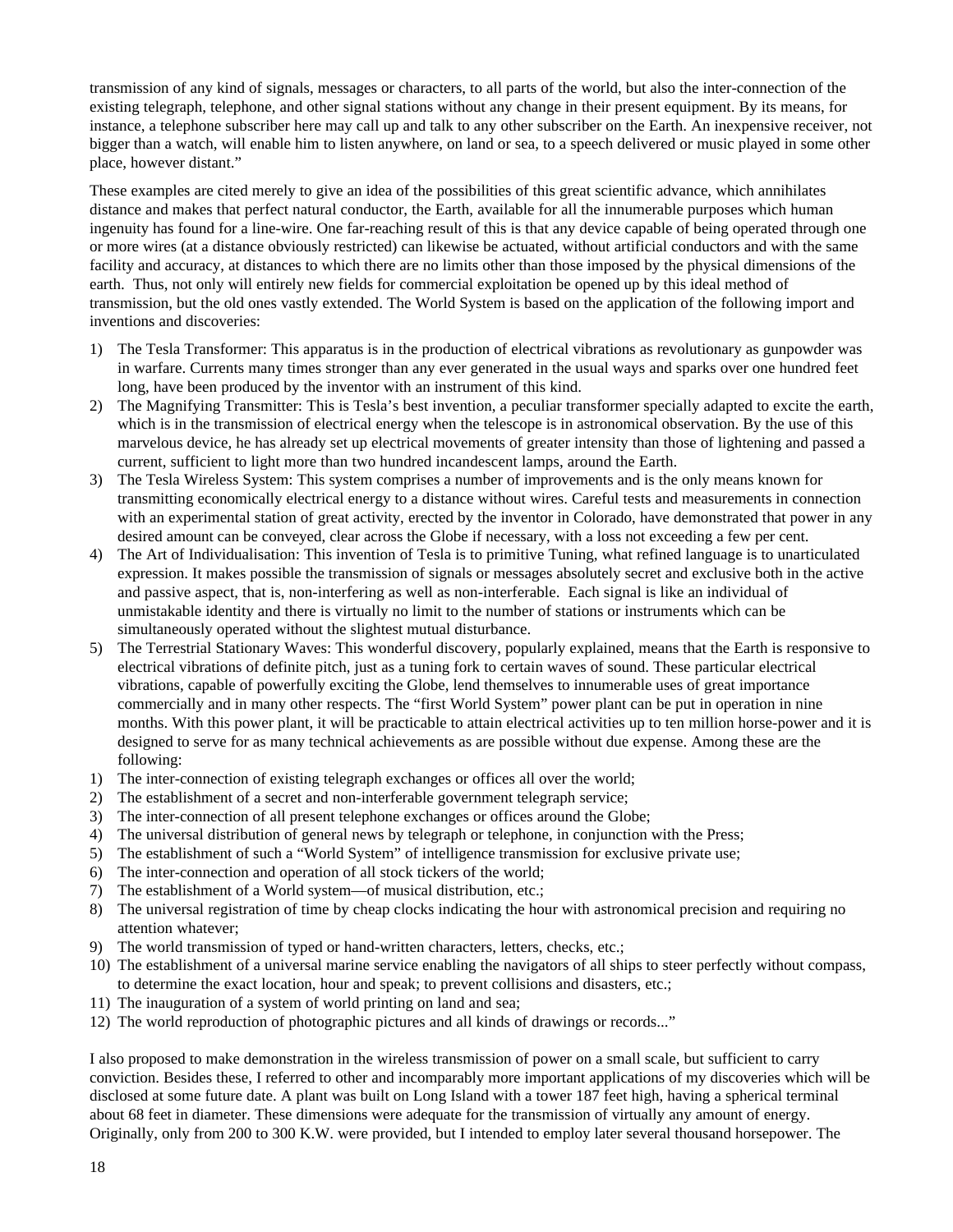transmission of any kind of signals, messages or characters, to all parts of the world, but also the inter-connection of the existing telegraph, telephone, and other signal stations without any change in their present equipment. By its means, for instance, a telephone subscriber here may call up and talk to any other subscriber on the Earth. An inexpensive receiver, not bigger than a watch, will enable him to listen anywhere, on land or sea, to a speech delivered or music played in some other place, however distant."

These examples are cited merely to give an idea of the possibilities of this great scientific advance, which annihilates distance and makes that perfect natural conductor, the Earth, available for all the innumerable purposes which human ingenuity has found for a line-wire. One far-reaching result of this is that any device capable of being operated through one or more wires (at a distance obviously restricted) can likewise be actuated, without artificial conductors and with the same facility and accuracy, at distances to which there are no limits other than those imposed by the physical dimensions of the earth. Thus, not only will entirely new fields for commercial exploitation be opened up by this ideal method of transmission, but the old ones vastly extended. The World System is based on the application of the following import and inventions and discoveries:

1) The Tesla Transformer: This apparatus is in the production of electrical vibrations as revolutionary as gunpowder was in warfare. Currents many times stronger than any ever generated in the usual ways and sparks over one hundred feet long, have been produced by the inventor with an instrument of this kind.
2) The Magnifying Transmitter: This is Tesla's best invention, a peculiar transformer specially adapted to excite the earth, which is in the transmission of electrical energy when the telescope is in astronomical observation. By the use of this marvelous device, he has already set up electrical movements of greater intensity than those of lightening and passed a current, sufficient to light more than two hundred incandescent lamps, around the Earth.
3) The Tesla Wireless System: This system comprises a number of improvements and is the only means known for transmitting economically electrical energy to a distance without wires. Careful tests and measurements in connection with an experimental station of great activity, erected by the inventor in Colorado, have demonstrated that power in any desired amount can be conveyed, clear across the Globe if necessary, with a loss not exceeding a few per cent.
4) The Art of Individualisation: This invention of Tesla is to primitive Tuning, what refined language is to unarticulated expression. It makes possible the transmission of signals or messages absolutely secret and exclusive both in the active and passive aspect, that is, non-interfering as well as non-interferable. Each signal is like an individual of unmistakable identity and there is virtually no limit to the number of stations or instruments which can be simultaneously operated without the slightest mutual disturbance.
5) The Terrestrial Stationary Waves: This wonderful discovery, popularly explained, means that the Earth is responsive to electrical vibrations of definite pitch, just as a tuning fork to certain waves of sound. These particular electrical vibrations, capable of powerfully exciting the Globe, lend themselves to innumerable uses of great importance commercially and in many other respects. The "first World System" power plant can be put in operation in nine months. With this power plant, it will be practicable to attain electrical activities up to ten million horse-power and it is designed to serve for as many technical achievements as are possible without due expense. Among these are the following:

1) The inter-connection of existing telegraph exchanges or offices all over the world;
2) The establishment of a secret and non-interferable government telegraph service;
3) The inter-connection of all present telephone exchanges or offices around the Globe;
4) The universal distribution of general news by telegraph or telephone, in conjunction with the Press;
5) The establishment of such a "World System" of intelligence transmission for exclusive private use;
6) The inter-connection and operation of all stock tickers of the world;
7) The establishment of a World system—of musical distribution, etc.;
8) The universal registration of time by cheap clocks indicating the hour with astronomical precision and requiring no attention whatever;
9) The world transmission of typed or hand-written characters, letters, checks, etc.;
10) The establishment of a universal marine service enabling the navigators of all ships to steer perfectly without compass, to determine the exact location, hour and speak; to prevent collisions and disasters, etc.;
11) The inauguration of a system of world printing on land and sea;
12) The world reproduction of photographic pictures and all kinds of drawings or records..."

I also proposed to make demonstration in the wireless transmission of power on a small scale, but sufficient to carry conviction. Besides these, I referred to other and incomparably more important applications of my discoveries which will be disclosed at some future date. A plant was built on Long Island with a tower 187 feet high, having a spherical terminal about 68 feet in diameter. These dimensions were adequate for the transmission of virtually any amount of energy. Originally, only from 200 to 300 K.W. were provided, but I intended to employ later several thousand horsepower. The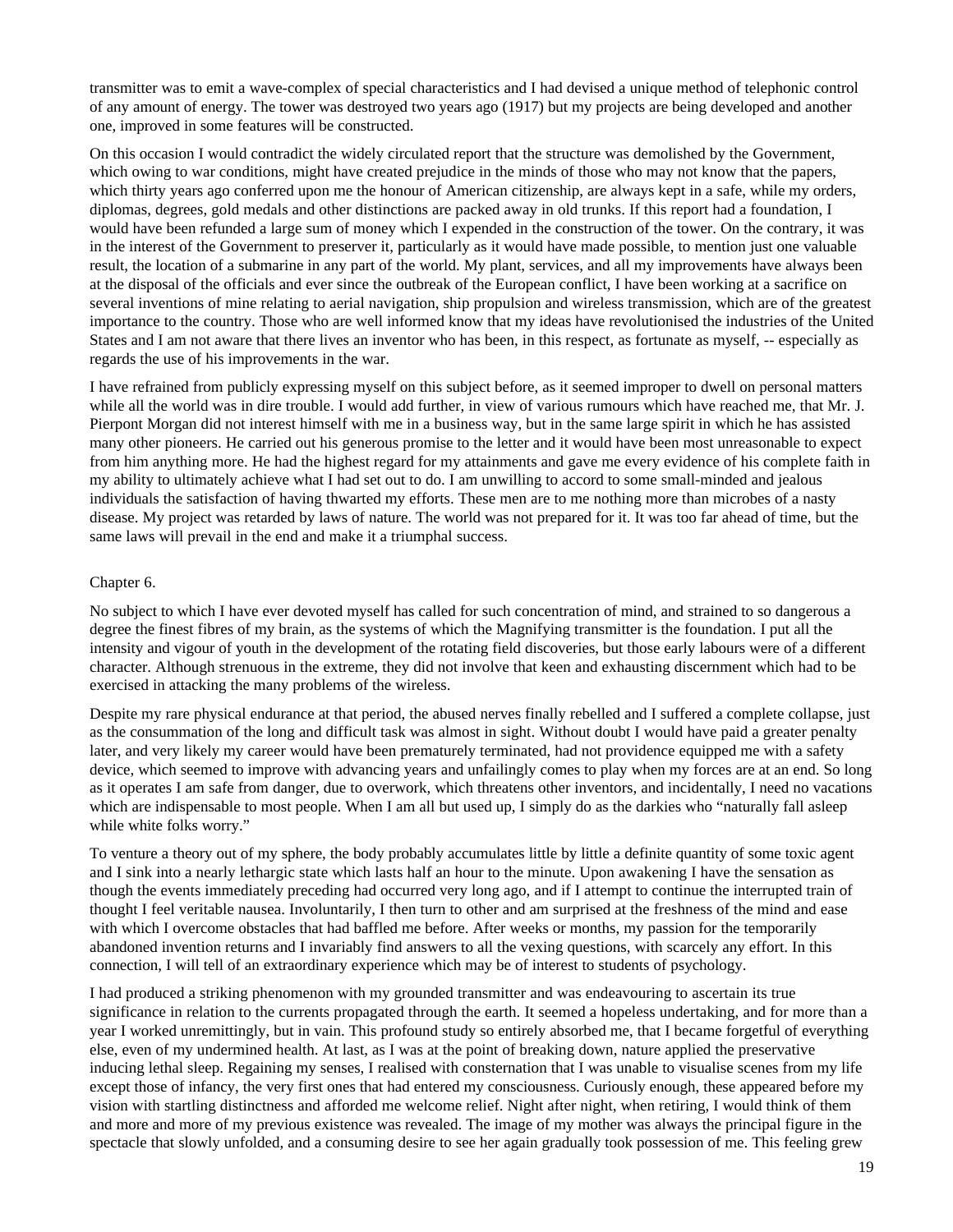transmitter was to emit a wave-complex of special characteristics and I had devised a unique method of telephonic control of any amount of energy. The tower was destroyed two years ago (1917) but my projects are being developed and another one, improved in some features will be constructed.

On this occasion I would contradict the widely circulated report that the structure was demolished by the Government, which owing to war conditions, might have created prejudice in the minds of those who may not know that the papers, which thirty years ago conferred upon me the honour of American citizenship, are always kept in a safe, while my orders, diplomas, degrees, gold medals and other distinctions are packed away in old trunks. If this report had a foundation, I would have been refunded a large sum of money which I expended in the construction of the tower. On the contrary, it was in the interest of the Government to preserver it, particularly as it would have made possible, to mention just one valuable result, the location of a submarine in any part of the world. My plant, services, and all my improvements have always been at the disposal of the officials and ever since the outbreak of the European conflict, I have been working at a sacrifice on several inventions of mine relating to aerial navigation, ship propulsion and wireless transmission, which are of the greatest importance to the country. Those who are well informed know that my ideas have revolutionised the industries of the United States and I am not aware that there lives an inventor who has been, in this respect, as fortunate as myself, -- especially as regards the use of his improvements in the war.

I have refrained from publicly expressing myself on this subject before, as it seemed improper to dwell on personal matters while all the world was in dire trouble. I would add further, in view of various rumours which have reached me, that Mr. J. Pierpont Morgan did not interest himself with me in a business way, but in the same large spirit in which he has assisted many other pioneers. He carried out his generous promise to the letter and it would have been most unreasonable to expect from him anything more. He had the highest regard for my attainments and gave me every evidence of his complete faith in my ability to ultimately achieve what I had set out to do. I am unwilling to accord to some small-minded and jealous individuals the satisfaction of having thwarted my efforts. These men are to me nothing more than microbes of a nasty disease. My project was retarded by laws of nature. The world was not prepared for it. It was too far ahead of time, but the same laws will prevail in the end and make it a triumphal success.

## Chapter 6.

No subject to which I have ever devoted myself has called for such concentration of mind, and strained to so dangerous a degree the finest fibres of my brain, as the systems of which the Magnifying transmitter is the foundation. I put all the intensity and vigour of youth in the development of the rotating field discoveries, but those early labours were of a different character. Although strenuous in the extreme, they did not involve that keen and exhausting discernment which had to be exercised in attacking the many problems of the wireless.

Despite my rare physical endurance at that period, the abused nerves finally rebelled and I suffered a complete collapse, just as the consummation of the long and difficult task was almost in sight. Without doubt I would have paid a greater penalty later, and very likely my career would have been prematurely terminated, had not providence equipped me with a safety device, which seemed to improve with advancing years and unfailingly comes to play when my forces are at an end. So long as it operates I am safe from danger, due to overwork, which threatens other inventors, and incidentally, I need no vacations which are indispensable to most people. When I am all but used up, I simply do as the darkies who "naturally fall asleep while white folks worry."

To venture a theory out of my sphere, the body probably accumulates little by little a definite quantity of some toxic agent and I sink into a nearly lethargic state which lasts half an hour to the minute. Upon awakening I have the sensation as though the events immediately preceding had occurred very long ago, and if I attempt to continue the interrupted train of thought I feel veritable nausea. Involuntarily, I then turn to other and am surprised at the freshness of the mind and ease with which I overcome obstacles that had baffled me before. After weeks or months, my passion for the temporarily abandoned invention returns and I invariably find answers to all the vexing questions, with scarcely any effort. In this connection, I will tell of an extraordinary experience which may be of interest to students of psychology.

I had produced a striking phenomenon with my grounded transmitter and was endeavouring to ascertain its true significance in relation to the currents propagated through the earth. It seemed a hopeless undertaking, and for more than a year I worked unremittingly, but in vain. This profound study so entirely absorbed me, that I became forgetful of everything else, even of my undermined health. At last, as I was at the point of breaking down, nature applied the preservative inducing lethal sleep. Regaining my senses, I realised with consternation that I was unable to visualise scenes from my life except those of infancy, the very first ones that had entered my consciousness. Curiously enough, these appeared before my vision with startling distinctness and afforded me welcome relief. Night after night, when retiring, I would think of them and more and more of my previous existence was revealed. The image of my mother was always the principal figure in the spectacle that slowly unfolded, and a consuming desire to see her again gradually took possession of me. This feeling grew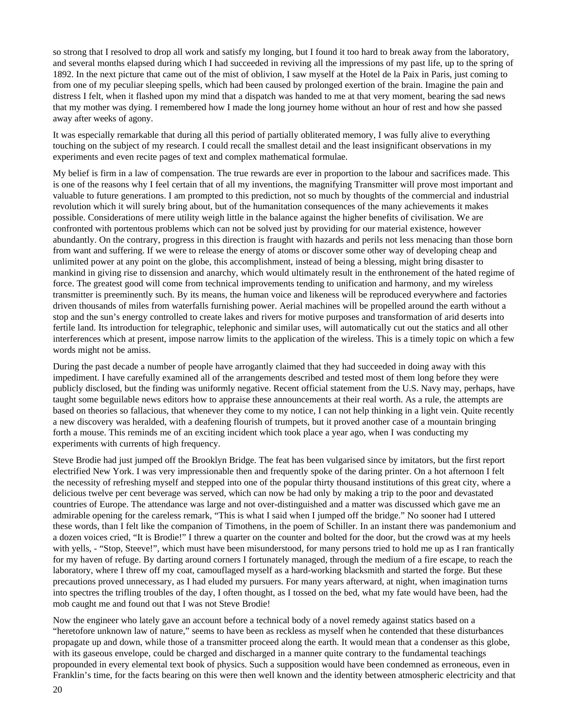so strong that I resolved to drop all work and satisfy my longing, but I found it too hard to break away from the laboratory, and several months elapsed during which I had succeeded in reviving all the impressions of my past life, up to the spring of 1892. In the next picture that came out of the mist of oblivion, I saw myself at the Hotel de la Paix in Paris, just coming to from one of my peculiar sleeping spells, which had been caused by prolonged exertion of the brain. Imagine the pain and distress I felt, when it flashed upon my mind that a dispatch was handed to me at that very moment, bearing the sad news that my mother was dying. I remembered how I made the long journey home without an hour of rest and how she passed away after weeks of agony.

It was especially remarkable that during all this period of partially obliterated memory, I was fully alive to everything touching on the subject of my research. I could recall the smallest detail and the least insignificant observations in my experiments and even recite pages of text and complex mathematical formulae.

My belief is firm in a law of compensation. The true rewards are ever in proportion to the labour and sacrifices made. This is one of the reasons why I feel certain that of all my inventions, the magnifying Transmitter will prove most important and valuable to future generations. I am prompted to this prediction, not so much by thoughts of the commercial and industrial revolution which it will surely bring about, but of the humanitation consequences of the many achievements it makes possible. Considerations of mere utility weigh little in the balance against the higher benefits of civilisation. We are confronted with portentous problems which can not be solved just by providing for our material existence, however abundantly. On the contrary, progress in this direction is fraught with hazards and perils not less menacing than those born from want and suffering. If we were to release the energy of atoms or discover some other way of developing cheap and unlimited power at any point on the globe, this accomplishment, instead of being a blessing, might bring disaster to mankind in giving rise to dissension and anarchy, which would ultimately result in the enthronement of the hated regime of force. The greatest good will come from technical improvements tending to unification and harmony, and my wireless transmitter is preeminently such. By its means, the human voice and likeness will be reproduced everywhere and factories driven thousands of miles from waterfalls furnishing power. Aerial machines will be propelled around the earth without a stop and the sun's energy controlled to create lakes and rivers for motive purposes and transformation of arid deserts into fertile land. Its introduction for telegraphic, telephonic and similar uses, will automatically cut out the statics and all other interferences which at present, impose narrow limits to the application of the wireless. This is a timely topic on which a few words might not be amiss.

During the past decade a number of people have arrogantly claimed that they had succeeded in doing away with this impediment. I have carefully examined all of the arrangements described and tested most of them long before they were publicly disclosed, but the finding was uniformly negative. Recent official statement from the U.S. Navy may, perhaps, have taught some beguilable news editors how to appraise these announcements at their real worth. As a rule, the attempts are based on theories so fallacious, that whenever they come to my notice, I can not help thinking in a light vein. Quite recently a new discovery was heralded, with a deafening flourish of trumpets, but it proved another case of a mountain bringing forth a mouse. This reminds me of an exciting incident which took place a year ago, when I was conducting my experiments with currents of high frequency.

Steve Brodie had just jumped off the Brooklyn Bridge. The feat has been vulgarised since by imitators, but the first report electrified New York. I was very impressionable then and frequently spoke of the daring printer. On a hot afternoon I felt the necessity of refreshing myself and stepped into one of the popular thirty thousand institutions of this great city, where a delicious twelve per cent beverage was served, which can now be had only by making a trip to the poor and devastated countries of Europe. The attendance was large and not over-distinguished and a matter was discussed which gave me an admirable opening for the careless remark, "This is what I said when I jumped off the bridge." No sooner had I uttered these words, than I felt like the companion of Timothens, in the poem of Schiller. In an instant there was pandemonium and a dozen voices cried, "It is Brodie!" I threw a quarter on the counter and bolted for the door, but the crowd was at my heels with yells, - "Stop, Steeve!", which must have been misunderstood, for many persons tried to hold me up as I ran frantically for my haven of refuge. By darting around corners I fortunately managed, through the medium of a fire escape, to reach the laboratory, where I threw off my coat, camouflaged myself as a hard-working blacksmith and started the forge. But these precautions proved unnecessary, as I had eluded my pursuers. For many years afterward, at night, when imagination turns into spectres the trifling troubles of the day, I often thought, as I tossed on the bed, what my fate would have been, had the mob caught me and found out that I was not Steve Brodie!

Now the engineer who lately gave an account before a technical body of a novel remedy against statics based on a "heretofore unknown law of nature," seems to have been as reckless as myself when he contended that these disturbances propagate up and down, while those of a transmitter proceed along the earth. It would mean that a condenser as this globe, with its gaseous envelope, could be charged and discharged in a manner quite contrary to the fundamental teachings propounded in every elemental text book of physics. Such a supposition would have been condemned as erroneous, even in Franklin's time, for the facts bearing on this were then well known and the identity between atmospheric electricity and that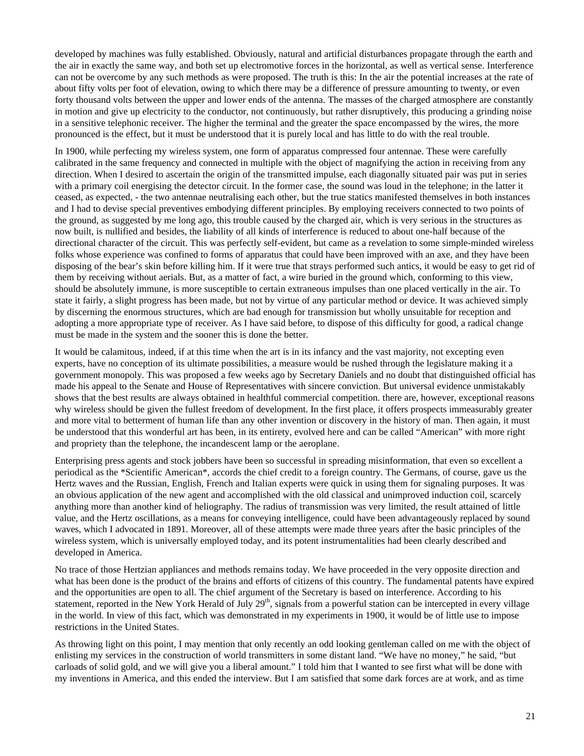developed by machines was fully established. Obviously, natural and artificial disturbances propagate through the earth and the air in exactly the same way, and both set up electromotive forces in the horizontal, as well as vertical sense. Interference can not be overcome by any such methods as were proposed. The truth is this: In the air the potential increases at the rate of about fifty volts per foot of elevation, owing to which there may be a difference of pressure amounting to twenty, or even forty thousand volts between the upper and lower ends of the antenna. The masses of the charged atmosphere are constantly in motion and give up electricity to the conductor, not continuously, but rather disruptively, this producing a grinding noise in a sensitive telephonic receiver. The higher the terminal and the greater the space encompassed by the wires, the more pronounced is the effect, but it must be understood that it is purely local and has little to do with the real trouble.

In 1900, while perfecting my wireless system, one form of apparatus compressed four antennae. These were carefully calibrated in the same frequency and connected in multiple with the object of magnifying the action in receiving from any direction. When I desired to ascertain the origin of the transmitted impulse, each diagonally situated pair was put in series with a primary coil energising the detector circuit. In the former case, the sound was loud in the telephone; in the latter it ceased, as expected, - the two antennae neutralising each other, but the true statics manifested themselves in both instances and I had to devise special preventives embodying different principles. By employing receivers connected to two points of the ground, as suggested by me long ago, this trouble caused by the charged air, which is very serious in the structures as now built, is nullified and besides, the liability of all kinds of interference is reduced to about one-half because of the directional character of the circuit. This was perfectly self-evident, but came as a revelation to some simple-minded wireless folks whose experience was confined to forms of apparatus that could have been improved with an axe, and they have been disposing of the bear's skin before killing him. If it were true that strays performed such antics, it would be easy to get rid of them by receiving without aerials. But, as a matter of fact, a wire buried in the ground which, conforming to this view, should be absolutely immune, is more susceptible to certain extraneous impulses than one placed vertically in the air. To state it fairly, a slight progress has been made, but not by virtue of any particular method or device. It was achieved simply by discerning the enormous structures, which are bad enough for transmission but wholly unsuitable for reception and adopting a more appropriate type of receiver. As I have said before, to dispose of this difficulty for good, a radical change must be made in the system and the sooner this is done the better.

It would be calamitous, indeed, if at this time when the art is in its infancy and the vast majority, not excepting even experts, have no conception of its ultimate possibilities, a measure would be rushed through the legislature making it a government monopoly. This was proposed a few weeks ago by Secretary Daniels and no doubt that distinguished official has made his appeal to the Senate and House of Representatives with sincere conviction. But universal evidence unmistakably shows that the best results are always obtained in healthful commercial competition. there are, however, exceptional reasons why wireless should be given the fullest freedom of development. In the first place, it offers prospects immeasurably greater and more vital to betterment of human life than any other invention or discovery in the history of man. Then again, it must be understood that this wonderful art has been, in its entirety, evolved here and can be called "American" with more right and propriety than the telephone, the incandescent lamp or the aeroplane.

Enterprising press agents and stock jobbers have been so successful in spreading misinformation, that even so excellent a periodical as the *Scientific American*, accords the chief credit to a foreign country. The Germans, of course, gave us the Hertz waves and the Russian, English, French and Italian experts were quick in using them for signaling purposes. It was an obvious application of the new agent and accomplished with the old classical and unimproved induction coil, scarcely anything more than another kind of heliography. The radius of transmission was very limited, the result attained of little value, and the Hertz oscillations, as a means for conveying intelligence, could have been advantageously replaced by sound waves, which I advocated in 1891. Moreover, all of these attempts were made three years after the basic principles of the wireless system, which is universally employed today, and its potent instrumentalities had been clearly described and developed in America.

No trace of those Hertzian appliances and methods remains today. We have proceeded in the very opposite direction and what has been done is the product of the brains and efforts of citizens of this country. The fundamental patents have expired and the opportunities are open to all. The chief argument of the Secretary is based on interference. According to his statement, reported in the New York Herald of July 29th, signals from a powerful station can be intercepted in every village in the world. In view of this fact, which was demonstrated in my experiments in 1900, it would be of little use to impose restrictions in the United States.

As throwing light on this point, I may mention that only recently an odd looking gentleman called on me with the object of enlisting my services in the construction of world transmitters in some distant land. "We have no money," he said, "but carloads of solid gold, and we will give you a liberal amount." I told him that I wanted to see first what will be done with my inventions in America, and this ended the interview. But I am satisfied that some dark forces are at work, and as time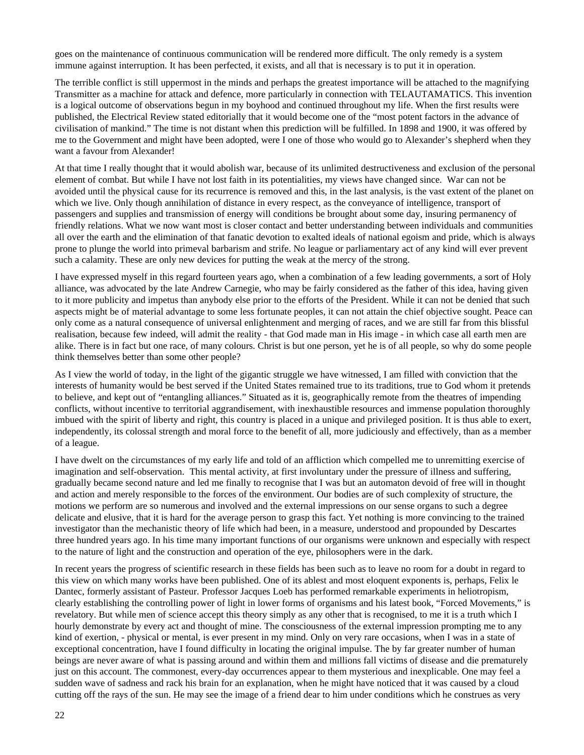goes on the maintenance of continuous communication will be rendered more difficult. The only remedy is a system immune against interruption. It has been perfected, it exists, and all that is necessary is to put it in operation.

The terrible conflict is still uppermost in the minds and perhaps the greatest importance will be attached to the magnifying Transmitter as a machine for attack and defence, more particularly in connection with TELAUTAMATICS. This invention is a logical outcome of observations begun in my boyhood and continued throughout my life. When the first results were published, the Electrical Review stated editorially that it would become one of the "most potent factors in the advance of civilisation of mankind." The time is not distant when this prediction will be fulfilled. In 1898 and 1900, it was offered by me to the Government and might have been adopted, were I one of those who would go to Alexander's shepherd when they want a favour from Alexander!

At that time I really thought that it would abolish war, because of its unlimited destructiveness and exclusion of the personal element of combat. But while I have not lost faith in its potentialities, my views have changed since. War can not be avoided until the physical cause for its recurrence is removed and this, in the last analysis, is the vast extent of the planet on which we live. Only though annihilation of distance in every respect, as the conveyance of intelligence, transport of passengers and supplies and transmission of energy will conditions be brought about some day, insuring permanency of friendly relations. What we now want most is closer contact and better understanding between individuals and communities all over the earth and the elimination of that fanatic devotion to exalted ideals of national egoism and pride, which is always prone to plunge the world into primeval barbarism and strife. No league or parliamentary act of any kind will ever prevent such a calamity. These are only new devices for putting the weak at the mercy of the strong.

I have expressed myself in this regard fourteen years ago, when a combination of a few leading governments, a sort of Holy alliance, was advocated by the late Andrew Carnegie, who may be fairly considered as the father of this idea, having given to it more publicity and impetus than anybody else prior to the efforts of the President. While it can not be denied that such aspects might be of material advantage to some less fortunate peoples, it can not attain the chief objective sought. Peace can only come as a natural consequence of universal enlightenment and merging of races, and we are still far from this blissful realisation, because few indeed, will admit the reality - that God made man in His image - in which case all earth men are alike. There is in fact but one race, of many colours. Christ is but one person, yet he is of all people, so why do some people think themselves better than some other people?

As I view the world of today, in the light of the gigantic struggle we have witnessed, I am filled with conviction that the interests of humanity would be best served if the United States remained true to its traditions, true to God whom it pretends to believe, and kept out of "entangling alliances." Situated as it is, geographically remote from the theatres of impending conflicts, without incentive to territorial aggrandisement, with inexhaustible resources and immense population thoroughly imbued with the spirit of liberty and right, this country is placed in a unique and privileged position. It is thus able to exert, independently, its colossal strength and moral force to the benefit of all, more judiciously and effectively, than as a member of a league.

I have dwelt on the circumstances of my early life and told of an affliction which compelled me to unremitting exercise of imagination and self-observation. This mental activity, at first involuntary under the pressure of illness and suffering, gradually became second nature and led me finally to recognise that I was but an automaton devoid of free will in thought and action and merely responsible to the forces of the environment. Our bodies are of such complexity of structure, the motions we perform are so numerous and involved and the external impressions on our sense organs to such a degree delicate and elusive, that it is hard for the average person to grasp this fact. Yet nothing is more convincing to the trained investigator than the mechanistic theory of life which had been, in a measure, understood and propounded by Descartes three hundred years ago. In his time many important functions of our organisms were unknown and especially with respect to the nature of light and the construction and operation of the eye, philosophers were in the dark.

In recent years the progress of scientific research in these fields has been such as to leave no room for a doubt in regard to this view on which many works have been published. One of its ablest and most eloquent exponents is, perhaps, Felix le Dantec, formerly assistant of Pasteur. Professor Jacques Loeb has performed remarkable experiments in heliotropism, clearly establishing the controlling power of light in lower forms of organisms and his latest book, "Forced Movements," is revelatory. But while men of science accept this theory simply as any other that is recognised, to me it is a truth which I hourly demonstrate by every act and thought of mine. The consciousness of the external impression prompting me to any kind of exertion, - physical or mental, is ever present in my mind. Only on very rare occasions, when I was in a state of exceptional concentration, have I found difficulty in locating the original impulse. The by far greater number of human beings are never aware of what is passing around and within them and millions fall victims of disease and die prematurely just on this account. The commonest, every-day occurrences appear to them mysterious and inexplicable. One may feel a sudden wave of sadness and rack his brain for an explanation, when he might have noticed that it was caused by a cloud cutting off the rays of the sun. He may see the image of a friend dear to him under conditions which he construes as very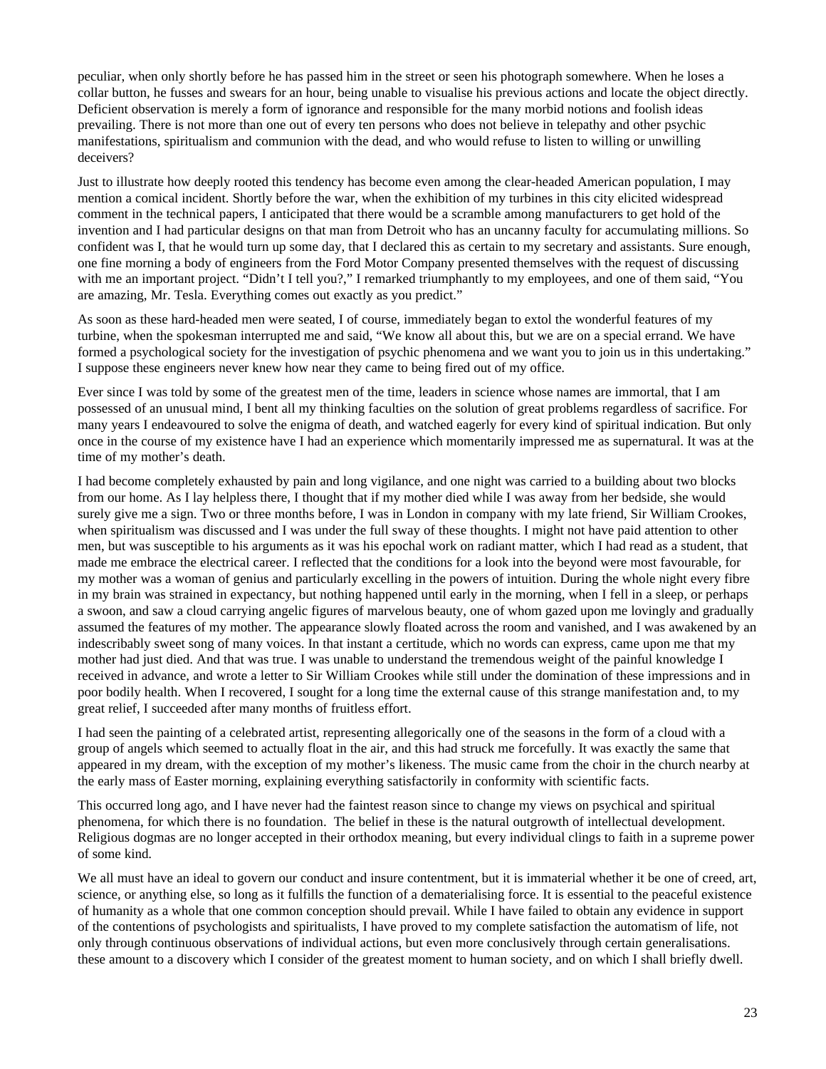peculiar, when only shortly before he has passed him in the street or seen his photograph somewhere. When he loses a collar button, he fusses and swears for an hour, being unable to visualise his previous actions and locate the object directly. Deficient observation is merely a form of ignorance and responsible for the many morbid notions and foolish ideas prevailing. There is not more than one out of every ten persons who does not believe in telepathy and other psychic manifestations, spiritualism and communion with the dead, and who would refuse to listen to willing or unwilling deceivers?

Just to illustrate how deeply rooted this tendency has become even among the clear-headed American population, I may mention a comical incident. Shortly before the war, when the exhibition of my turbines in this city elicited widespread comment in the technical papers, I anticipated that there would be a scramble among manufacturers to get hold of the invention and I had particular designs on that man from Detroit who has an uncanny faculty for accumulating millions. So confident was I, that he would turn up some day, that I declared this as certain to my secretary and assistants. Sure enough, one fine morning a body of engineers from the Ford Motor Company presented themselves with the request of discussing with me an important project. "Didn't I tell you?," I remarked triumphantly to my employees, and one of them said, "You are amazing, Mr. Tesla. Everything comes out exactly as you predict."

As soon as these hard-headed men were seated, I of course, immediately began to extol the wonderful features of my turbine, when the spokesman interrupted me and said, "We know all about this, but we are on a special errand. We have formed a psychological society for the investigation of psychic phenomena and we want you to join us in this undertaking." I suppose these engineers never knew how near they came to being fired out of my office.

Ever since I was told by some of the greatest men of the time, leaders in science whose names are immortal, that I am possessed of an unusual mind, I bent all my thinking faculties on the solution of great problems regardless of sacrifice. For many years I endeavoured to solve the enigma of death, and watched eagerly for every kind of spiritual indication. But only once in the course of my existence have I had an experience which momentarily impressed me as supernatural. It was at the time of my mother's death.

I had become completely exhausted by pain and long vigilance, and one night was carried to a building about two blocks from our home. As I lay helpless there, I thought that if my mother died while I was away from her bedside, she would surely give me a sign. Two or three months before, I was in London in company with my late friend, Sir William Crookes, when spiritualism was discussed and I was under the full sway of these thoughts. I might not have paid attention to other men, but was susceptible to his arguments as it was his epochal work on radiant matter, which I had read as a student, that made me embrace the electrical career. I reflected that the conditions for a look into the beyond were most favourable, for my mother was a woman of genius and particularly excelling in the powers of intuition. During the whole night every fibre in my brain was strained in expectancy, but nothing happened until early in the morning, when I fell in a sleep, or perhaps a swoon, and saw a cloud carrying angelic figures of marvelous beauty, one of whom gazed upon me lovingly and gradually assumed the features of my mother. The appearance slowly floated across the room and vanished, and I was awakened by an indescribably sweet song of many voices. In that instant a certitude, which no words can express, came upon me that my mother had just died. And that was true. I was unable to understand the tremendous weight of the painful knowledge I received in advance, and wrote a letter to Sir William Crookes while still under the domination of these impressions and in poor bodily health. When I recovered, I sought for a long time the external cause of this strange manifestation and, to my great relief, I succeeded after many months of fruitless effort.

I had seen the painting of a celebrated artist, representing allegorically one of the seasons in the form of a cloud with a group of angels which seemed to actually float in the air, and this had struck me forcefully. It was exactly the same that appeared in my dream, with the exception of my mother's likeness. The music came from the choir in the church nearby at the early mass of Easter morning, explaining everything satisfactorily in conformity with scientific facts.

This occurred long ago, and I have never had the faintest reason since to change my views on psychical and spiritual phenomena, for which there is no foundation. The belief in these is the natural outgrowth of intellectual development. Religious dogmas are no longer accepted in their orthodox meaning, but every individual clings to faith in a supreme power of some kind.

We all must have an ideal to govern our conduct and insure contentment, but it is immaterial whether it be one of creed, art, science, or anything else, so long as it fulfills the function of a dematerialising force. It is essential to the peaceful existence of humanity as a whole that one common conception should prevail. While I have failed to obtain any evidence in support of the contentions of psychologists and spiritualists, I have proved to my complete satisfaction the automatism of life, not only through continuous observations of individual actions, but even more conclusively through certain generalisations. these amount to a discovery which I consider of the greatest moment to human society, and on which I shall briefly dwell.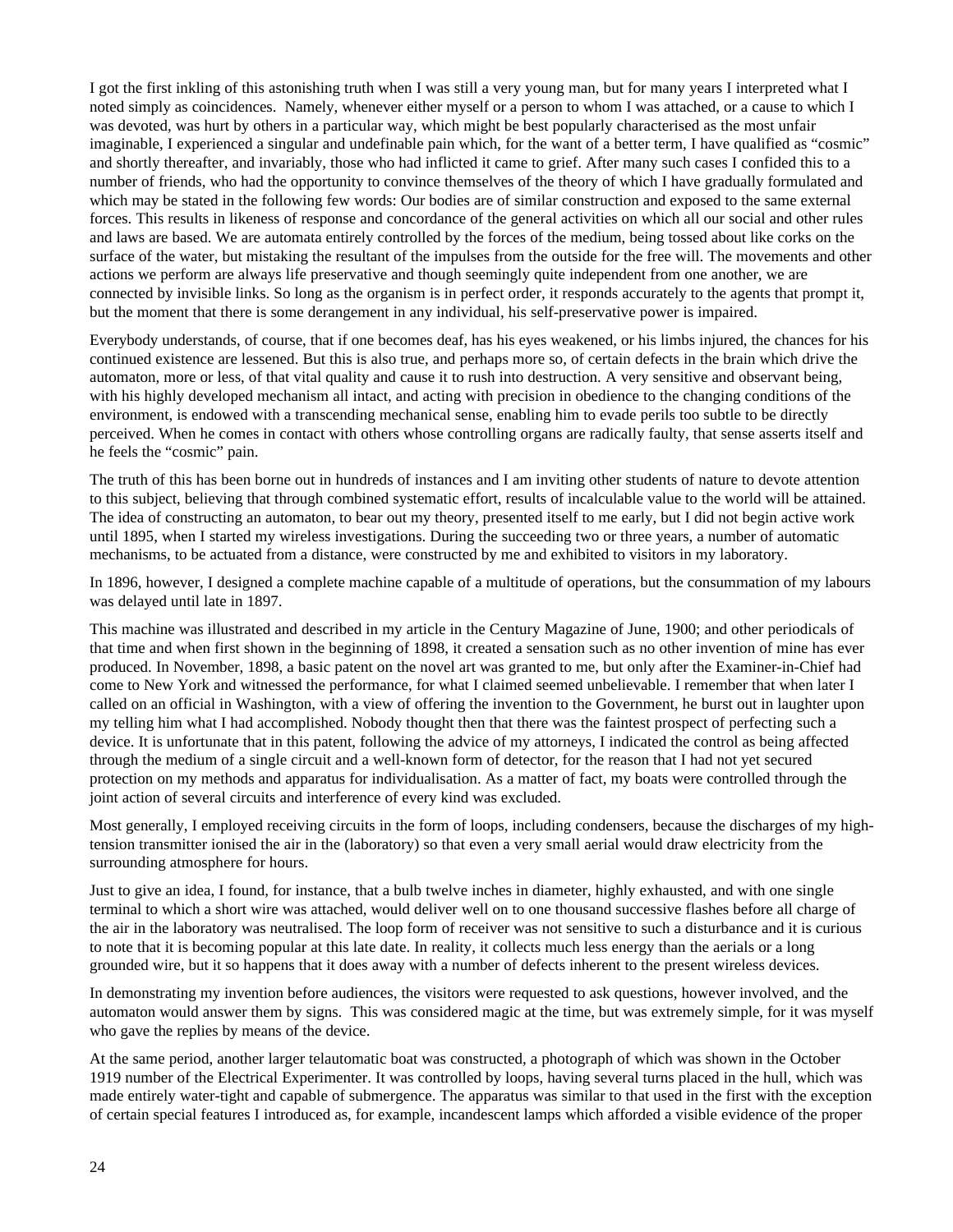I got the first inkling of this astonishing truth when I was still a very young man, but for many years I interpreted what I noted simply as coincidences. Namely, whenever either myself or a person to whom I was attached, or a cause to which I was devoted, was hurt by others in a particular way, which might be best popularly characterised as the most unfair imaginable, I experienced a singular and undefinable pain which, for the want of a better term, I have qualified as "cosmic" and shortly thereafter, and invariably, those who had inflicted it came to grief. After many such cases I confided this to a number of friends, who had the opportunity to convince themselves of the theory of which I have gradually formulated and which may be stated in the following few words: Our bodies are of similar construction and exposed to the same external forces. This results in likeness of response and concordance of the general activities on which all our social and other rules and laws are based. We are automata entirely controlled by the forces of the medium, being tossed about like corks on the surface of the water, but mistaking the resultant of the impulses from the outside for the free will. The movements and other actions we perform are always life preservative and though seemingly quite independent from one another, we are connected by invisible links. So long as the organism is in perfect order, it responds accurately to the agents that prompt it, but the moment that there is some derangement in any individual, his self-preservative power is impaired.

Everybody understands, of course, that if one becomes deaf, has his eyes weakened, or his limbs injured, the chances for his continued existence are lessened. But this is also true, and perhaps more so, of certain defects in the brain which drive the automaton, more or less, of that vital quality and cause it to rush into destruction. A very sensitive and observant being, with his highly developed mechanism all intact, and acting with precision in obedience to the changing conditions of the environment, is endowed with a transcending mechanical sense, enabling him to evade perils too subtle to be directly perceived. When he comes in contact with others whose controlling organs are radically faulty, that sense asserts itself and he feels the "cosmic" pain.

The truth of this has been borne out in hundreds of instances and I am inviting other students of nature to devote attention to this subject, believing that through combined systematic effort, results of incalculable value to the world will be attained. The idea of constructing an automaton, to bear out my theory, presented itself to me early, but I did not begin active work until 1895, when I started my wireless investigations. During the succeeding two or three years, a number of automatic mechanisms, to be actuated from a distance, were constructed by me and exhibited to visitors in my laboratory.

In 1896, however, I designed a complete machine capable of a multitude of operations, but the consummation of my labours was delayed until late in 1897.

This machine was illustrated and described in my article in the Century Magazine of June, 1900; and other periodicals of that time and when first shown in the beginning of 1898, it created a sensation such as no other invention of mine has ever produced. In November, 1898, a basic patent on the novel art was granted to me, but only after the Examiner-in-Chief had come to New York and witnessed the performance, for what I claimed seemed unbelievable. I remember that when later I called on an official in Washington, with a view of offering the invention to the Government, he burst out in laughter upon my telling him what I had accomplished. Nobody thought then that there was the faintest prospect of perfecting such a device. It is unfortunate that in this patent, following the advice of my attorneys, I indicated the control as being affected through the medium of a single circuit and a well-known form of detector, for the reason that I had not yet secured protection on my methods and apparatus for individualisation. As a matter of fact, my boats were controlled through the joint action of several circuits and interference of every kind was excluded.

Most generally, I employed receiving circuits in the form of loops, including condensers, because the discharges of my high-tension transmitter ionised the air in the (laboratory) so that even a very small aerial would draw electricity from the surrounding atmosphere for hours.

Just to give an idea, I found, for instance, that a bulb twelve inches in diameter, highly exhausted, and with one single terminal to which a short wire was attached, would deliver well on to one thousand successive flashes before all charge of the air in the laboratory was neutralised. The loop form of receiver was not sensitive to such a disturbance and it is curious to note that it is becoming popular at this late date. In reality, it collects much less energy than the aerials or a long grounded wire, but it so happens that it does away with a number of defects inherent to the present wireless devices.

In demonstrating my invention before audiences, the visitors were requested to ask questions, however involved, and the automaton would answer them by signs. This was considered magic at the time, but was extremely simple, for it was myself who gave the replies by means of the device.

At the same period, another larger telautomatic boat was constructed, a photograph of which was shown in the October 1919 number of the Electrical Experimenter. It was controlled by loops, having several turns placed in the hull, which was made entirely water-tight and capable of submergence. The apparatus was similar to that used in the first with the exception of certain special features I introduced as, for example, incandescent lamps which afforded a visible evidence of the proper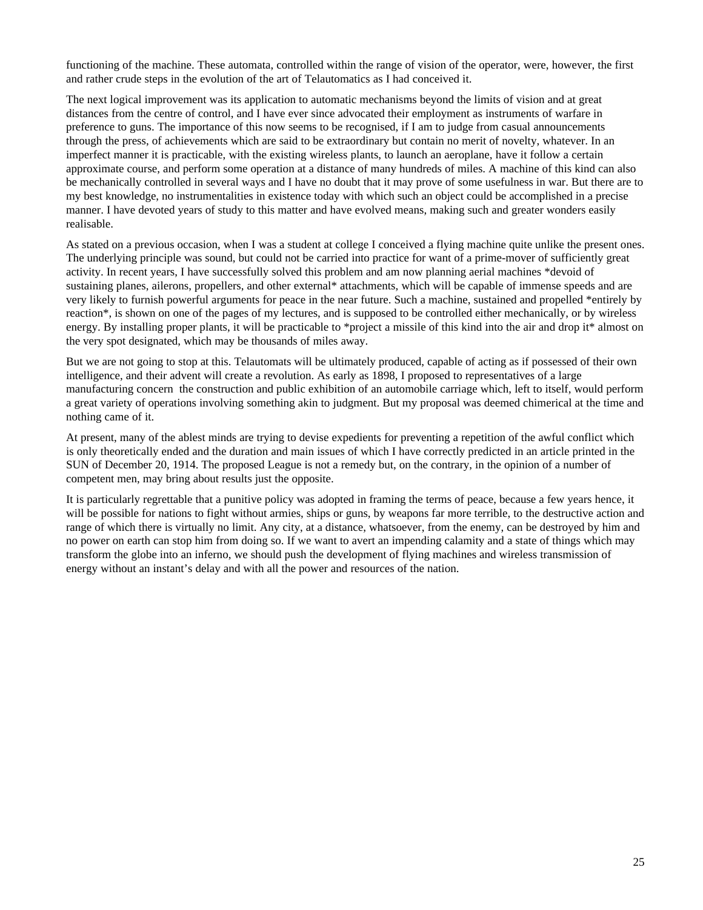functioning of the machine. These automata, controlled within the range of vision of the operator, were, however, the first and rather crude steps in the evolution of the art of Telautomatics as I had conceived it.

The next logical improvement was its application to automatic mechanisms beyond the limits of vision and at great distances from the centre of control, and I have ever since advocated their employment as instruments of warfare in preference to guns. The importance of this now seems to be recognised, if I am to judge from casual announcements through the press, of achievements which are said to be extraordinary but contain no merit of novelty, whatever. In an imperfect manner it is practicable, with the existing wireless plants, to launch an aeroplane, have it follow a certain approximate course, and perform some operation at a distance of many hundreds of miles. A machine of this kind can also be mechanically controlled in several ways and I have no doubt that it may prove of some usefulness in war. But there are to my best knowledge, no instrumentalities in existence today with which such an object could be accomplished in a precise manner. I have devoted years of study to this matter and have evolved means, making such and greater wonders easily realisable.

As stated on a previous occasion, when I was a student at college I conceived a flying machine quite unlike the present ones. The underlying principle was sound, but could not be carried into practice for want of a prime-mover of sufficiently great activity. In recent years, I have successfully solved this problem and am now planning aerial machines *devoid of sustaining planes, ailerons, propellers, and other external* attachments, which will be capable of immense speeds and are very likely to furnish powerful arguments for peace in the near future. Such a machine, sustained and propelled *entirely by reaction*, is shown on one of the pages of my lectures, and is supposed to be controlled either mechanically, or by wireless energy. By installing proper plants, it will be practicable to *project a missile of this kind into the air and drop it* almost on the very spot designated, which may be thousands of miles away.

But we are not going to stop at this. Telautomats will be ultimately produced, capable of acting as if possessed of their own intelligence, and their advent will create a revolution. As early as 1898, I proposed to representatives of a large manufacturing concern the construction and public exhibition of an automobile carriage which, left to itself, would perform a great variety of operations involving something akin to judgment. But my proposal was deemed chimerical at the time and nothing came of it.

At present, many of the ablest minds are trying to devise expedients for preventing a repetition of the awful conflict which is only theoretically ended and the duration and main issues of which I have correctly predicted in an article printed in the SUN of December 20, 1914. The proposed League is not a remedy but, on the contrary, in the opinion of a number of competent men, may bring about results just the opposite.

It is particularly regrettable that a punitive policy was adopted in framing the terms of peace, because a few years hence, it will be possible for nations to fight without armies, ships or guns, by weapons far more terrible, to the destructive action and range of which there is virtually no limit. Any city, at a distance, whatsoever, from the enemy, can be destroyed by him and no power on earth can stop him from doing so. If we want to avert an impending calamity and a state of things which may transform the globe into an inferno, we should push the development of flying machines and wireless transmission of energy without an instant's delay and with all the power and resources of the nation.